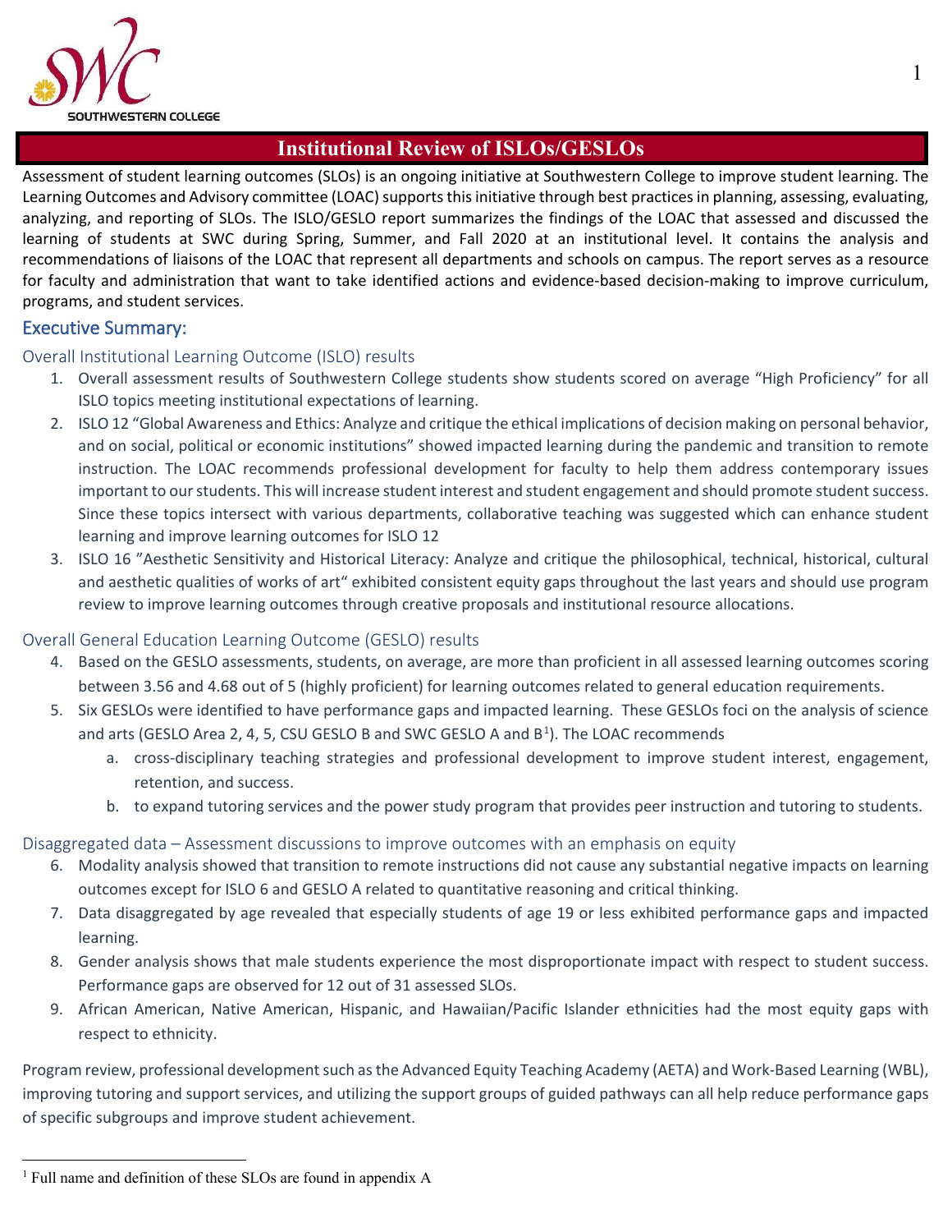# Institutional Review of ISLOs/GESLOs

Assessment of student learning outcomes (SLOs) is an ongoing initiative at Southwestern College to improve student learning. The Learning Outcomes and Advisory committee (LOAC) supports this initiative through best practices in planning, assessing, evaluating, analyzing, and reporting of SLOs. The ISLO/GESLO report summarizes the findings of the LOAC that assessed and discussed the learning of students at SWC during Spring, Summer, and Fall 2020 at an institutional level. It contains the analysis and recommendations of liaisons of the LOAC that represent all departments and schools on campus. The report serves as a resource for faculty and administration that want to take identified actions and evidence-based decision-making to improve curriculum, programs, and student services.

## Executive Summary:

### Overall Institutional Learning Outcome (ISLO) results

1. Overall assessment results of Southwestern College students show students scored on average "High Proficiency" for all ISLO topics meeting institutional expectations of learning.
2. ISLO 12 "Global Awareness and Ethics: Analyze and critique the ethical implications of decision making on personal behavior, and on social, political or economic institutions" showed impacted learning during the pandemic and transition to remote instruction. The LOAC recommends professional development for faculty to help them address contemporary issues important to our students. This will increase student interest and student engagement and should promote student success. Since these topics intersect with various departments, collaborative teaching was suggested which can enhance student learning and improve learning outcomes for ISLO 12
3. ISLO 16 "Aesthetic Sensitivity and Historical Literacy: Analyze and critique the philosophical, technical, historical, cultural and aesthetic qualities of works of art" exhibited consistent equity gaps throughout the last years and should use program review to improve learning outcomes through creative proposals and institutional resource allocations.

### Overall General Education Learning Outcome (GESLO) results

4. Based on the GESLO assessments, students, on average, are more than proficient in all assessed learning outcomes scoring between 3.56 and 4.68 out of 5 (highly proficient) for learning outcomes related to general education requirements.
5. Six GESLOs were identified to have performance gaps and impacted learning. These GESLOs foci on the analysis of science and arts (GESLO Area 2, 4, 5, CSU GESLO B and SWC GESLO A and B[1]). The LOAC recommends
   a. cross-disciplinary teaching strategies and professional development to improve student interest, engagement, retention, and success.
   b. to expand tutoring services and the power study program that provides peer instruction and tutoring to students.

### Disaggregated data – Assessment discussions to improve outcomes with an emphasis on equity

6. Modality analysis showed that transition to remote instructions did not cause any substantial negative impacts on learning outcomes except for ISLO 6 and GESLO A related to quantitative reasoning and critical thinking.
7. Data disaggregated by age revealed that especially students of age 19 or less exhibited performance gaps and impacted learning.
8. Gender analysis shows that male students experience the most disproportionate impact with respect to student success. Performance gaps are observed for 12 out of 31 assessed SLOs.
9. African American, Native American, Hispanic, and Hawaiian/Pacific Islander ethnicities had the most equity gaps with respect to ethnicity.

Program review, professional development such as the Advanced Equity Teaching Academy (AETA) and Work-Based Learning (WBL), improving tutoring and support services, and utilizing the support groups of guided pathways can all help reduce performance gaps of specific subgroups and improve student achievement.

[1] Full name and definition of these SLOs are found in appendix A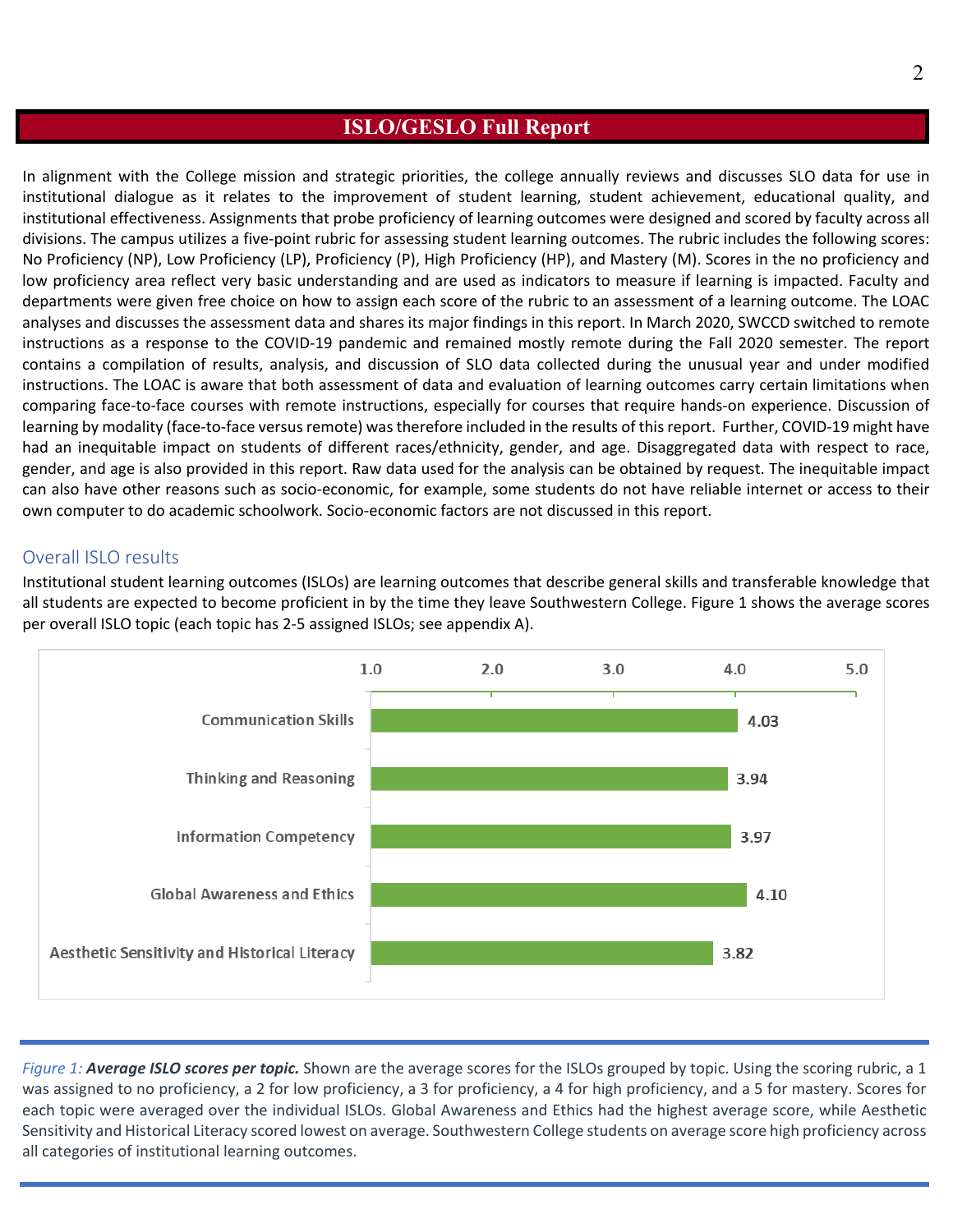# ISLO/GESLO Full Report

In alignment with the College mission and strategic priorities, the college annually reviews and discusses SLO data for use in institutional dialogue as it relates to the improvement of student learning, student achievement, educational quality, and institutional effectiveness. Assignments that probe proficiency of learning outcomes were designed and scored by faculty across all divisions. The campus utilizes a five-point rubric for assessing student learning outcomes. The rubric includes the following scores: No Proficiency (NP), Low Proficiency (LP), Proficiency (P), High Proficiency (HP), and Mastery (M). Scores in the no proficiency and low proficiency area reflect very basic understanding and are used as indicators to measure if learning is impacted. Faculty and departments were given free choice on how to assign each score of the rubric to an assessment of a learning outcome. The LOAC analyses and discusses the assessment data and shares its major findings in this report. In March 2020, SWCCD switched to remote instructions as a response to the COVID-19 pandemic and remained mostly remote during the Fall 2020 semester. The report contains a compilation of results, analysis, and discussion of SLO data collected during the unusual year and under modified instructions. The LOAC is aware that both assessment of data and evaluation of learning outcomes carry certain limitations when comparing face-to-face courses with remote instructions, especially for courses that require hands-on experience. Discussion of learning by modality (face-to-face versus remote) was therefore included in the results of this report. Further, COVID-19 might have had an inequitable impact on students of different races/ethnicity, gender, and age. Disaggregated data with respect to race, gender, and age is also provided in this report. Raw data used for the analysis can be obtained by request. The inequitable impact can also have other reasons such as socio-economic, for example, some students do not have reliable internet or access to their own computer to do academic schoolwork. Socio-economic factors are not discussed in this report.

## Overall ISLO results

Institutional student learning outcomes (ISLOs) are learning outcomes that describe general skills and transferable knowledge that all students are expected to become proficient in by the time they leave Southwestern College. Figure 1 shows the average scores per overall ISLO topic (each topic has 2-5 assigned ISLOs; see appendix A).

| ISLO Topic | Average Score |
|---|---|
| Communication Skills | 4.03 |
| Thinking and Reasoning | 3.94 |
| Information Competency | 3.97 |
| Global Awareness and Ethics | 4.10 |
| Aesthetic Sensitivity and Historical Literacy | 3.82 |

*Figure 1:* ***Average ISLO scores per topic.*** Shown are the average scores for the ISLOs grouped by topic. Using the scoring rubric, a 1 was assigned to no proficiency, a 2 for low proficiency, a 3 for proficiency, a 4 for high proficiency, and a 5 for mastery. Scores for each topic were averaged over the individual ISLOs. Global Awareness and Ethics had the highest average score, while Aesthetic Sensitivity and Historical Literacy scored lowest on average. Southwestern College students on average score high proficiency across all categories of institutional learning outcomes.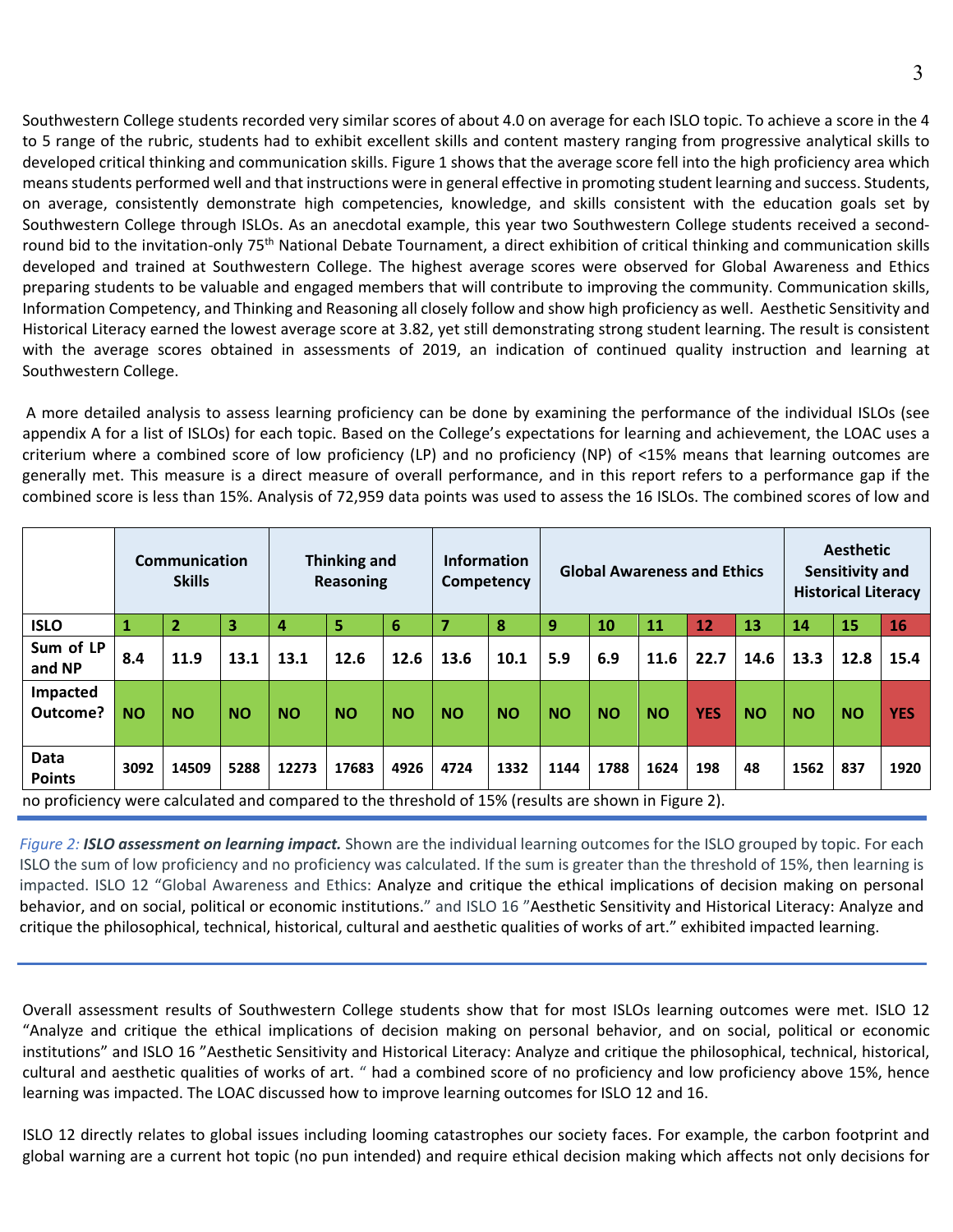Southwestern College students recorded very similar scores of about 4.0 on average for each ISLO topic. To achieve a score in the 4 to 5 range of the rubric, students had to exhibit excellent skills and content mastery ranging from progressive analytical skills to developed critical thinking and communication skills. Figure 1 shows that the average score fell into the high proficiency area which means students performed well and that instructions were in general effective in promoting student learning and success. Students, on average, consistently demonstrate high competencies, knowledge, and skills consistent with the education goals set by Southwestern College through ISLOs. As an anecdotal example, this year two Southwestern College students received a second-round bid to the invitation-only 75th National Debate Tournament, a direct exhibition of critical thinking and communication skills developed and trained at Southwestern College. The highest average scores were observed for Global Awareness and Ethics preparing students to be valuable and engaged members that will contribute to improving the community. Communication skills, Information Competency, and Thinking and Reasoning all closely follow and show high proficiency as well. Aesthetic Sensitivity and Historical Literacy earned the lowest average score at 3.82, yet still demonstrating strong student learning. The result is consistent with the average scores obtained in assessments of 2019, an indication of continued quality instruction and learning at Southwestern College.

A more detailed analysis to assess learning proficiency can be done by examining the performance of the individual ISLOs (see appendix A for a list of ISLOs) for each topic. Based on the College's expectations for learning and achievement, the LOAC uses a criterium where a combined score of low proficiency (LP) and no proficiency (NP) of <15% means that learning outcomes are generally met. This measure is a direct measure of overall performance, and in this report refers to a performance gap if the combined score is less than 15%. Analysis of 72,959 data points was used to assess the 16 ISLOs. The combined scores of low and no proficiency were calculated and compared to the threshold of 15% (results are shown in Figure 2).

| | Communication Skills | | | Thinking and Reasoning | | | Information Competency | | Global Awareness and Ethics | | | | | Aesthetic Sensitivity and Historical Literacy | | |
|---|---|---|---|---|---|---|---|---|---|---|---|---|---|---|---|---|
| **ISLO** | **1** | **2** | **3** | **4** | **5** | **6** | **7** | **8** | **9** | **10** | **11** | **12** | **13** | **14** | **15** | **16** |
| **Sum of LP and NP** | **8.4** | **11.9** | **13.1** | **13.1** | **12.6** | **12.6** | **13.6** | **10.1** | **5.9** | **6.9** | **11.6** | **22.7** | **14.6** | **13.3** | **12.8** | **15.4** |
| **Impacted Outcome?** | **NO** | **NO** | **NO** | **NO** | **NO** | **NO** | **NO** | **NO** | **NO** | **NO** | **NO** | **YES** | **NO** | **NO** | **NO** | **YES** |
| **Data Points** | **3092** | **14509** | **5288** | **12273** | **17683** | **4926** | **4724** | **1332** | **1144** | **1788** | **1624** | **198** | **48** | **1562** | **837** | **1920** |

*Figure 2:* ***ISLO assessment on learning impact.*** Shown are the individual learning outcomes for the ISLO grouped by topic. For each ISLO the sum of low proficiency and no proficiency was calculated. If the sum is greater than the threshold of 15%, then learning is impacted. ISLO 12 "Global Awareness and Ethics: Analyze and critique the ethical implications of decision making on personal behavior, and on social, political or economic institutions." and ISLO 16 "Aesthetic Sensitivity and Historical Literacy: Analyze and critique the philosophical, technical, historical, cultural and aesthetic qualities of works of art." exhibited impacted learning.

Overall assessment results of Southwestern College students show that for most ISLOs learning outcomes were met. ISLO 12 "Analyze and critique the ethical implications of decision making on personal behavior, and on social, political or economic institutions" and ISLO 16 "Aesthetic Sensitivity and Historical Literacy: Analyze and critique the philosophical, technical, historical, cultural and aesthetic qualities of works of art. " had a combined score of no proficiency and low proficiency above 15%, hence learning was impacted. The LOAC discussed how to improve learning outcomes for ISLO 12 and 16.

ISLO 12 directly relates to global issues including looming catastrophes our society faces. For example, the carbon footprint and global warning are a current hot topic (no pun intended) and require ethical decision making which affects not only decisions for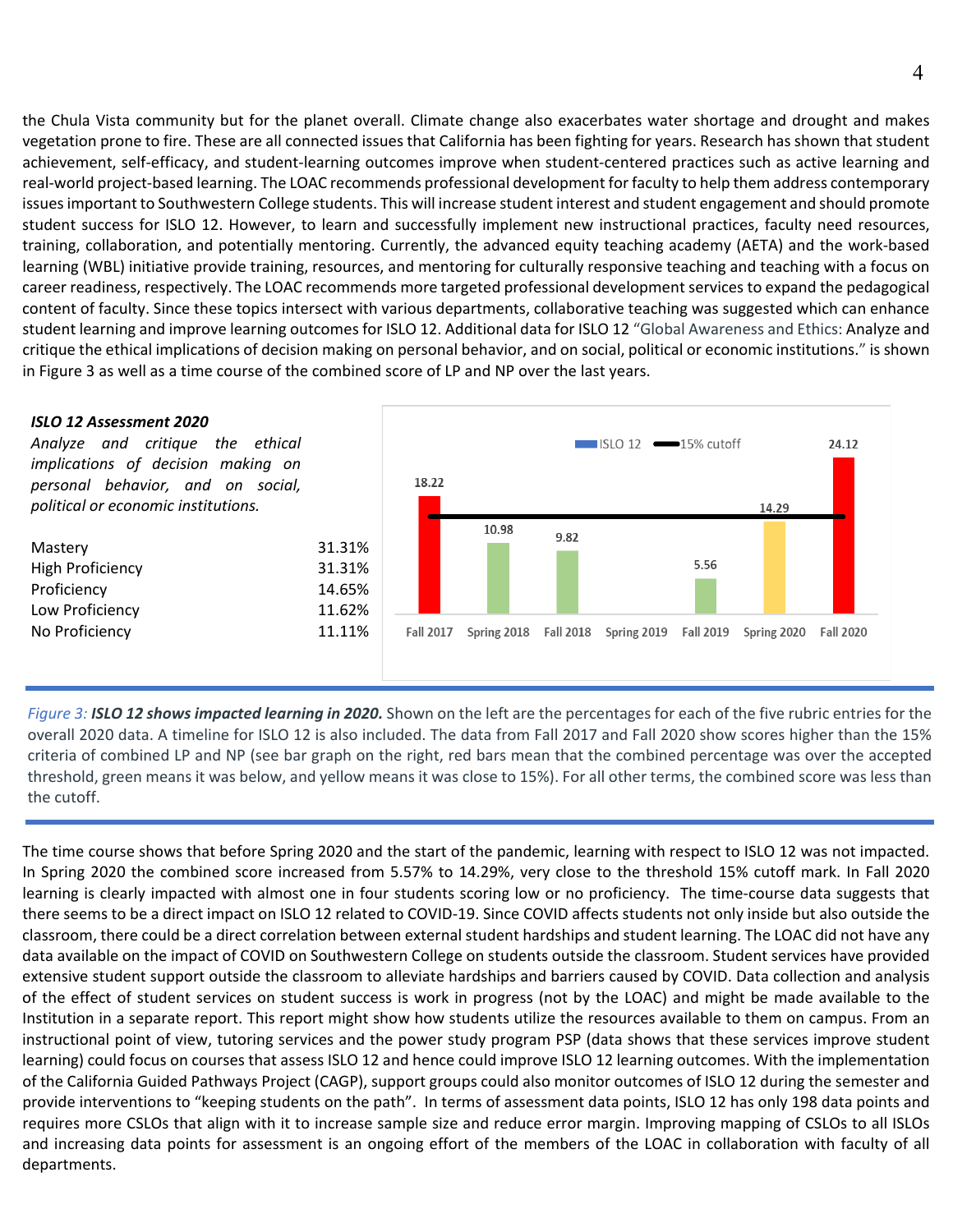the Chula Vista community but for the planet overall. Climate change also exacerbates water shortage and drought and makes vegetation prone to fire. These are all connected issues that California has been fighting for years. Research has shown that student achievement, self-efficacy, and student-learning outcomes improve when student-centered practices such as active learning and real-world project-based learning. The LOAC recommends professional development for faculty to help them address contemporary issues important to Southwestern College students. This will increase student interest and student engagement and should promote student success for ISLO 12. However, to learn and successfully implement new instructional practices, faculty need resources, training, collaboration, and potentially mentoring. Currently, the advanced equity teaching academy (AETA) and the work-based learning (WBL) initiative provide training, resources, and mentoring for culturally responsive teaching and teaching with a focus on career readiness, respectively. The LOAC recommends more targeted professional development services to expand the pedagogical content of faculty. Since these topics intersect with various departments, collaborative teaching was suggested which can enhance student learning and improve learning outcomes for ISLO 12. Additional data for ISLO 12 "Global Awareness and Ethics: Analyze and critique the ethical implications of decision making on personal behavior, and on social, political or economic institutions." is shown in Figure 3 as well as a time course of the combined score of LP and NP over the last years.

***ISLO 12 Assessment 2020***

*Analyze and critique the ethical implications of decision making on personal behavior, and on social, political or economic institutions.*

| | |
|---|---|
| Mastery | 31.31% |
| High Proficiency | 31.31% |
| Proficiency | 14.65% |
| Low Proficiency | 11.62% |
| No Proficiency | 11.11% |

| Term | ISLO 12 |
|---|---|
| Fall 2017 | 18.22 |
| Spring 2018 | 10.98 |
| Fall 2018 | 9.82 |
| Spring 2019 | |
| Fall 2019 | 5.56 |
| Spring 2020 | 14.29 |
| Fall 2020 | 24.12 |

*Figure 3:* ***ISLO 12 shows impacted learning in 2020.*** Shown on the left are the percentages for each of the five rubric entries for the overall 2020 data. A timeline for ISLO 12 is also included. The data from Fall 2017 and Fall 2020 show scores higher than the 15% criteria of combined LP and NP (see bar graph on the right, red bars mean that the combined percentage was over the accepted threshold, green means it was below, and yellow means it was close to 15%). For all other terms, the combined score was less than the cutoff.

The time course shows that before Spring 2020 and the start of the pandemic, learning with respect to ISLO 12 was not impacted. In Spring 2020 the combined score increased from 5.57% to 14.29%, very close to the threshold 15% cutoff mark. In Fall 2020 learning is clearly impacted with almost one in four students scoring low or no proficiency. The time-course data suggests that there seems to be a direct impact on ISLO 12 related to COVID-19. Since COVID affects students not only inside but also outside the classroom, there could be a direct correlation between external student hardships and student learning. The LOAC did not have any data available on the impact of COVID on Southwestern College on students outside the classroom. Student services have provided extensive student support outside the classroom to alleviate hardships and barriers caused by COVID. Data collection and analysis of the effect of student services on student success is work in progress (not by the LOAC) and might be made available to the Institution in a separate report. This report might show how students utilize the resources available to them on campus. From an instructional point of view, tutoring services and the power study program PSP (data shows that these services improve student learning) could focus on courses that assess ISLO 12 and hence could improve ISLO 12 learning outcomes. With the implementation of the California Guided Pathways Project (CAGP), support groups could also monitor outcomes of ISLO 12 during the semester and provide interventions to "keeping students on the path". In terms of assessment data points, ISLO 12 has only 198 data points and requires more CSLOs that align with it to increase sample size and reduce error margin. Improving mapping of CSLOs to all ISLOs and increasing data points for assessment is an ongoing effort of the members of the LOAC in collaboration with faculty of all departments.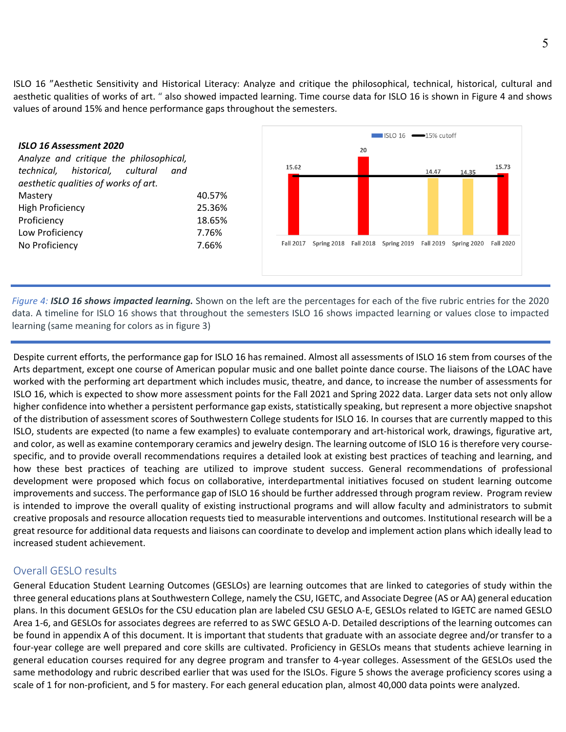ISLO 16 "Aesthetic Sensitivity and Historical Literacy: Analyze and critique the philosophical, technical, historical, cultural and aesthetic qualities of works of art. " also showed impacted learning. Time course data for ISLO 16 is shown in Figure 4 and shows values of around 15% and hence performance gaps throughout the semesters.

***ISLO 16 Assessment 2020***

*Analyze and critique the philosophical, technical, historical, cultural and aesthetic qualities of works of art.*

| | |
|---|---|
| Mastery | 40.57% |
| High Proficiency | 25.36% |
| Proficiency | 18.65% |
| Low Proficiency | 7.76% |
| No Proficiency | 7.66% |

| Semester | ISLO 16 |
|---|---|
| Fall 2017 | 15.62 |
| Spring 2018 | |
| Fall 2018 | 20 |
| Spring 2019 | |
| Fall 2019 | 14.47 |
| Spring 2020 | 14.35 |
| Fall 2020 | 15.73 |

*Figure 4:* ***ISLO 16 shows impacted learning.*** Shown on the left are the percentages for each of the five rubric entries for the 2020 data. A timeline for ISLO 16 shows that throughout the semesters ISLO 16 shows impacted learning or values close to impacted learning (same meaning for colors as in figure 3)

Despite current efforts, the performance gap for ISLO 16 has remained. Almost all assessments of ISLO 16 stem from courses of the Arts department, except one course of American popular music and one ballet pointe dance course. The liaisons of the LOAC have worked with the performing art department which includes music, theatre, and dance, to increase the number of assessments for ISLO 16, which is expected to show more assessment points for the Fall 2021 and Spring 2022 data. Larger data sets not only allow higher confidence into whether a persistent performance gap exists, statistically speaking, but represent a more objective snapshot of the distribution of assessment scores of Southwestern College students for ISLO 16. In courses that are currently mapped to this ISLO, students are expected (to name a few examples) to evaluate contemporary and art-historical work, drawings, figurative art, and color, as well as examine contemporary ceramics and jewelry design. The learning outcome of ISLO 16 is therefore very course-specific, and to provide overall recommendations requires a detailed look at existing best practices of teaching and learning, and how these best practices of teaching are utilized to improve student success. General recommendations of professional development were proposed which focus on collaborative, interdepartmental initiatives focused on student learning outcome improvements and success. The performance gap of ISLO 16 should be further addressed through program review. Program review is intended to improve the overall quality of existing instructional programs and will allow faculty and administrators to submit creative proposals and resource allocation requests tied to measurable interventions and outcomes. Institutional research will be a great resource for additional data requests and liaisons can coordinate to develop and implement action plans which ideally lead to increased student achievement.

## Overall GESLO results

General Education Student Learning Outcomes (GESLOs) are learning outcomes that are linked to categories of study within the three general educations plans at Southwestern College, namely the CSU, IGETC, and Associate Degree (AS or AA) general education plans. In this document GESLOs for the CSU education plan are labeled CSU GESLO A-E, GESLOs related to IGETC are named GESLO Area 1-6, and GESLOs for associates degrees are referred to as SWC GESLO A-D. Detailed descriptions of the learning outcomes can be found in appendix A of this document. It is important that students that graduate with an associate degree and/or transfer to a four-year college are well prepared and core skills are cultivated. Proficiency in GESLOs means that students achieve learning in general education courses required for any degree program and transfer to 4-year colleges. Assessment of the GESLOs used the same methodology and rubric described earlier that was used for the ISLOs. Figure 5 shows the average proficiency scores using a scale of 1 for non-proficient, and 5 for mastery. For each general education plan, almost 40,000 data points were analyzed.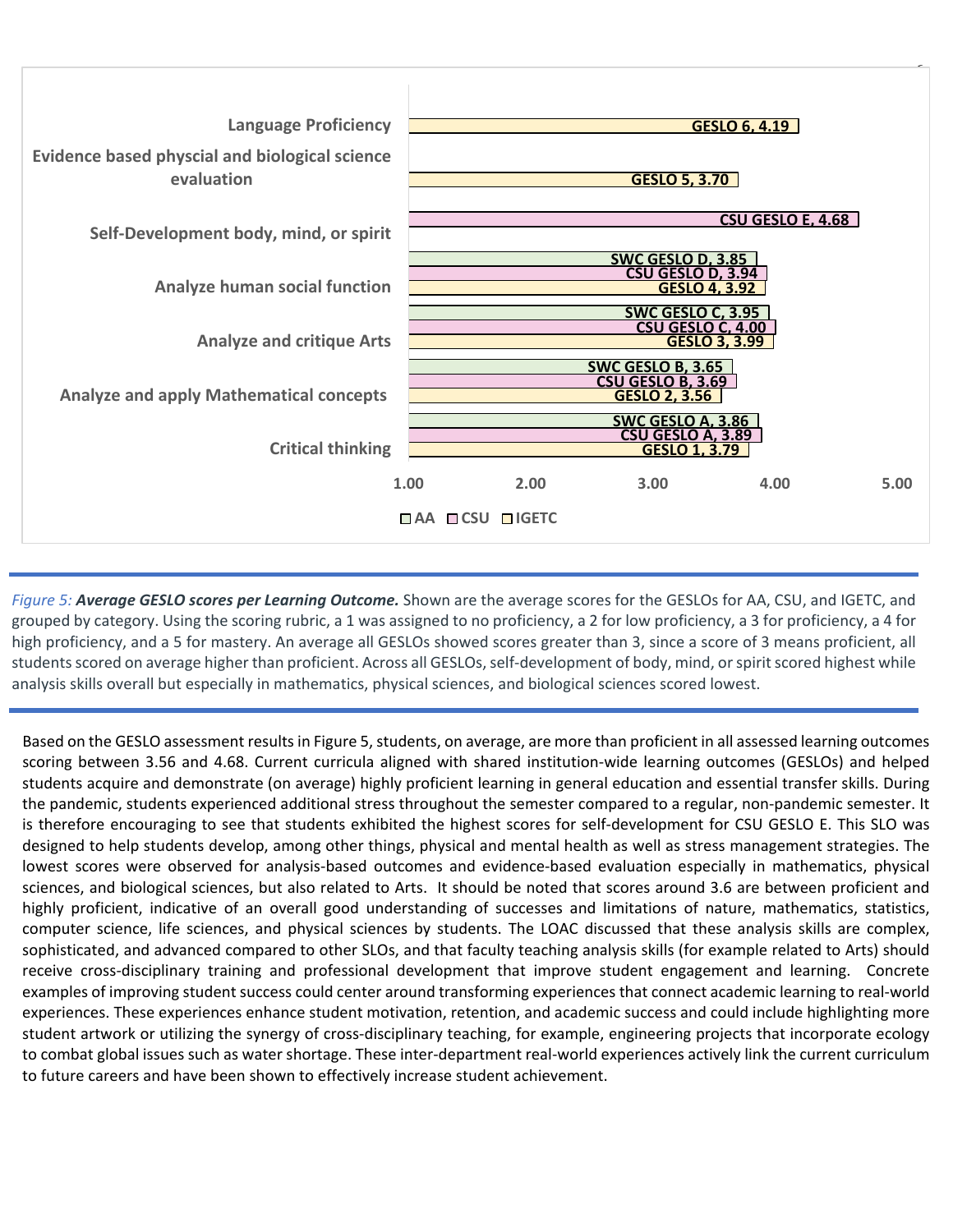| Category | AA | CSU | IGETC |
| --- | --- | --- | --- |
| Language Proficiency | | | GESLO 6, 4.19 |
| Evidence based physcial and biological science evaluation | | | GESLO 5, 3.70 |
| Self-Development body, mind, or spirit | | CSU GESLO E, 4.68 | |
| Analyze human social function | SWC GESLO D, 3.85 | CSU GESLO D, 3.94 | GESLO 4, 3.92 |
| Analyze and critique Arts | SWC GESLO C, 3.95 | CSU GESLO C, 4.00 | GESLO 3, 3.99 |
| Analyze and apply Mathematical concepts | SWC GESLO B, 3.65 | CSU GESLO B, 3.69 | GESLO 2, 3.56 |
| Critical thinking | SWC GESLO A, 3.86 | CSU GESLO A, 3.89 | GESLO 1, 3.79 |

*Figure 5:* ***Average GESLO scores per Learning Outcome.*** Shown are the average scores for the GESLOs for AA, CSU, and IGETC, and grouped by category. Using the scoring rubric, a 1 was assigned to no proficiency, a 2 for low proficiency, a 3 for proficiency, a 4 for high proficiency, and a 5 for mastery. An average all GESLOs showed scores greater than 3, since a score of 3 means proficient, all students scored on average higher than proficient. Across all GESLOs, self-development of body, mind, or spirit scored highest while analysis skills overall but especially in mathematics, physical sciences, and biological sciences scored lowest.

Based on the GESLO assessment results in Figure 5, students, on average, are more than proficient in all assessed learning outcomes scoring between 3.56 and 4.68. Current curricula aligned with shared institution-wide learning outcomes (GESLOs) and helped students acquire and demonstrate (on average) highly proficient learning in general education and essential transfer skills. During the pandemic, students experienced additional stress throughout the semester compared to a regular, non-pandemic semester. It is therefore encouraging to see that students exhibited the highest scores for self-development for CSU GESLO E. This SLO was designed to help students develop, among other things, physical and mental health as well as stress management strategies. The lowest scores were observed for analysis-based outcomes and evidence-based evaluation especially in mathematics, physical sciences, and biological sciences, but also related to Arts. It should be noted that scores around 3.6 are between proficient and highly proficient, indicative of an overall good understanding of successes and limitations of nature, mathematics, statistics, computer science, life sciences, and physical sciences by students. The LOAC discussed that these analysis skills are complex, sophisticated, and advanced compared to other SLOs, and that faculty teaching analysis skills (for example related to Arts) should receive cross-disciplinary training and professional development that improve student engagement and learning. Concrete examples of improving student success could center around transforming experiences that connect academic learning to real-world experiences. These experiences enhance student motivation, retention, and academic success and could include highlighting more student artwork or utilizing the synergy of cross-disciplinary teaching, for example, engineering projects that incorporate ecology to combat global issues such as water shortage. These inter-department real-world experiences actively link the current curriculum to future careers and have been shown to effectively increase student achievement.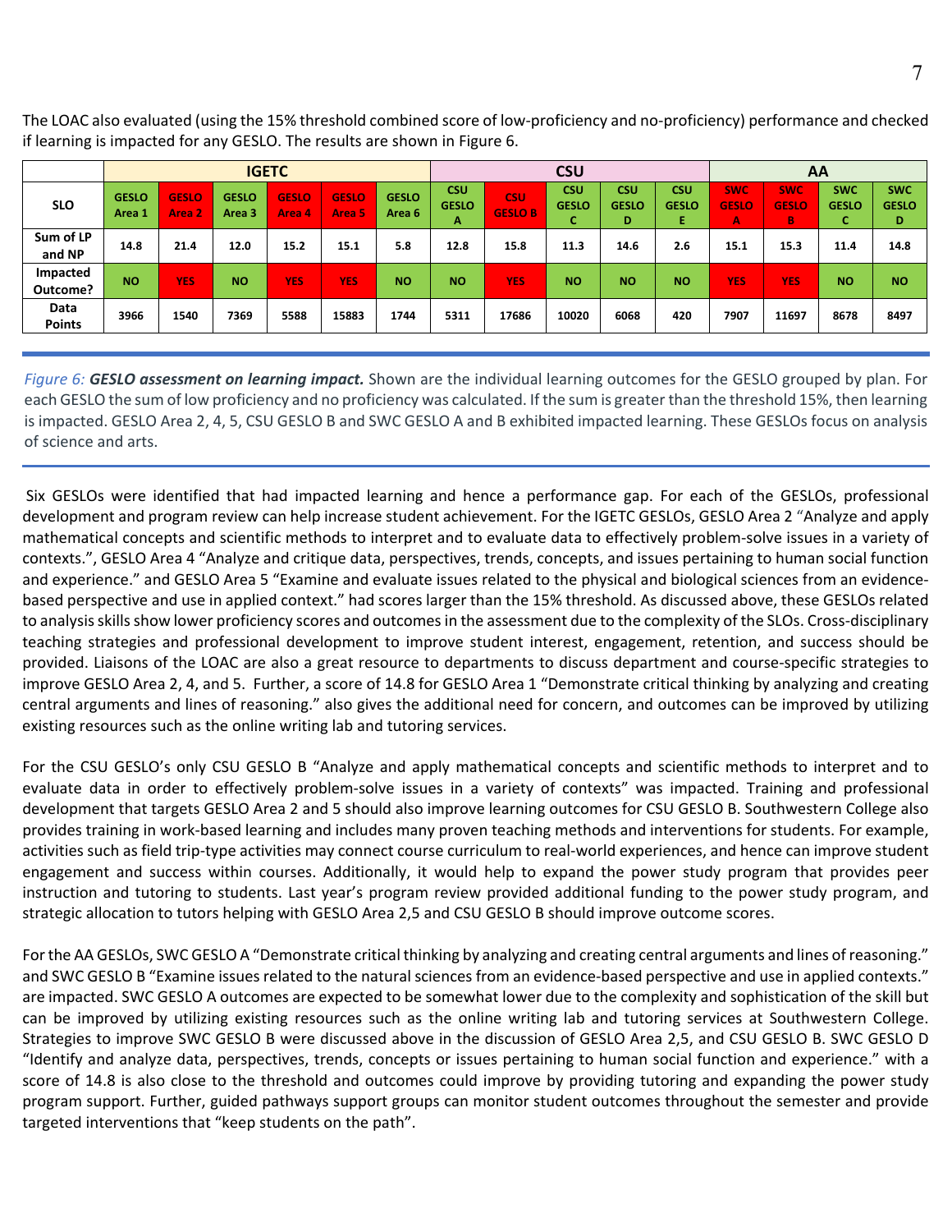The LOAC also evaluated (using the 15% threshold combined score of low-proficiency and no-proficiency) performance and checked if learning is impacted for any GESLO. The results are shown in Figure 6.

| | IGETC | | | | | | CSU | | | | | AA | | | |
|---|---|---|---|---|---|---|---|---|---|---|---|---|---|---|---|
| **SLO** | **GESLO Area 1** | **GESLO Area 2** | **GESLO Area 3** | **GESLO Area 4** | **GESLO Area 5** | **GESLO Area 6** | **CSU GESLO A** | **CSU GESLO B** | **CSU GESLO C** | **CSU GESLO D** | **CSU GESLO E** | **SWC GESLO A** | **SWC GESLO B** | **SWC GESLO C** | **SWC GESLO D** |
| **Sum of LP and NP** | 14.8 | 21.4 | 12.0 | 15.2 | 15.1 | 5.8 | 12.8 | 15.8 | 11.3 | 14.6 | 2.6 | 15.1 | 15.3 | 11.4 | 14.8 |
| **Impacted Outcome?** | NO | YES | NO | YES | YES | NO | NO | YES | NO | NO | NO | YES | YES | NO | NO |
| **Data Points** | 3966 | 1540 | 7369 | 5588 | 15883 | 1744 | 5311 | 17686 | 10020 | 6068 | 420 | 7907 | 11697 | 8678 | 8497 |

*Figure 6:* ***GESLO assessment on learning impact.*** Shown are the individual learning outcomes for the GESLO grouped by plan. For each GESLO the sum of low proficiency and no proficiency was calculated. If the sum is greater than the threshold 15%, then learning is impacted. GESLO Area 2, 4, 5, CSU GESLO B and SWC GESLO A and B exhibited impacted learning. These GESLOs focus on analysis of science and arts.

Six GESLOs were identified that had impacted learning and hence a performance gap. For each of the GESLOs, professional development and program review can help increase student achievement. For the IGETC GESLOs, GESLO Area 2 "Analyze and apply mathematical concepts and scientific methods to interpret and to evaluate data to effectively problem-solve issues in a variety of contexts.", GESLO Area 4 "Analyze and critique data, perspectives, trends, concepts, and issues pertaining to human social function and experience." and GESLO Area 5 "Examine and evaluate issues related to the physical and biological sciences from an evidence-based perspective and use in applied context." had scores larger than the 15% threshold. As discussed above, these GESLOs related to analysis skills show lower proficiency scores and outcomes in the assessment due to the complexity of the SLOs. Cross-disciplinary teaching strategies and professional development to improve student interest, engagement, retention, and success should be provided. Liaisons of the LOAC are also a great resource to departments to discuss department and course-specific strategies to improve GESLO Area 2, 4, and 5. Further, a score of 14.8 for GESLO Area 1 "Demonstrate critical thinking by analyzing and creating central arguments and lines of reasoning." also gives the additional need for concern, and outcomes can be improved by utilizing existing resources such as the online writing lab and tutoring services.

For the CSU GESLO's only CSU GESLO B "Analyze and apply mathematical concepts and scientific methods to interpret and to evaluate data in order to effectively problem-solve issues in a variety of contexts" was impacted. Training and professional development that targets GESLO Area 2 and 5 should also improve learning outcomes for CSU GESLO B. Southwestern College also provides training in work-based learning and includes many proven teaching methods and interventions for students. For example, activities such as field trip-type activities may connect course curriculum to real-world experiences, and hence can improve student engagement and success within courses. Additionally, it would help to expand the power study program that provides peer instruction and tutoring to students. Last year's program review provided additional funding to the power study program, and strategic allocation to tutors helping with GESLO Area 2,5 and CSU GESLO B should improve outcome scores.

For the AA GESLOs, SWC GESLO A "Demonstrate critical thinking by analyzing and creating central arguments and lines of reasoning." and SWC GESLO B "Examine issues related to the natural sciences from an evidence-based perspective and use in applied contexts." are impacted. SWC GESLO A outcomes are expected to be somewhat lower due to the complexity and sophistication of the skill but can be improved by utilizing existing resources such as the online writing lab and tutoring services at Southwestern College. Strategies to improve SWC GESLO B were discussed above in the discussion of GESLO Area 2,5, and CSU GESLO B. SWC GESLO D "Identify and analyze data, perspectives, trends, concepts or issues pertaining to human social function and experience." with a score of 14.8 is also close to the threshold and outcomes could improve by providing tutoring and expanding the power study program support. Further, guided pathways support groups can monitor student outcomes throughout the semester and provide targeted interventions that "keep students on the path".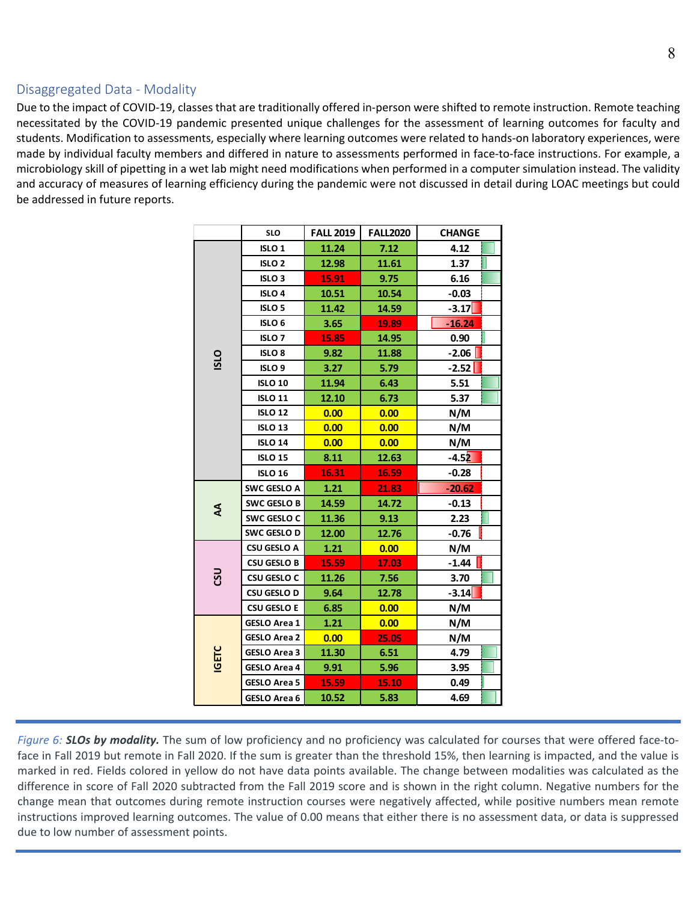## Disaggregated Data - Modality

Due to the impact of COVID-19, classes that are traditionally offered in-person were shifted to remote instruction. Remote teaching necessitated by the COVID-19 pandemic presented unique challenges for the assessment of learning outcomes for faculty and students. Modification to assessments, especially where learning outcomes were related to hands-on laboratory experiences, were made by individual faculty members and differed in nature to assessments performed in face-to-face instructions. For example, a microbiology skill of pipetting in a wet lab might need modifications when performed in a computer simulation instead. The validity and accuracy of measures of learning efficiency during the pandemic were not discussed in detail during LOAC meetings but could be addressed in future reports.

| | SLO | FALL 2019 | FALL2020 | CHANGE |
|---|---|---|---|---|
| ISLO | ISLO 1 | 11.24 | 7.12 | 4.12 |
| | ISLO 2 | 12.98 | 11.61 | 1.37 |
| | ISLO 3 | 15.91 | 9.75 | 6.16 |
| | ISLO 4 | 10.51 | 10.54 | -0.03 |
| | ISLO 5 | 11.42 | 14.59 | -3.17 |
| | ISLO 6 | 3.65 | 19.89 | -16.24 |
| | ISLO 7 | 15.85 | 14.95 | 0.90 |
| | ISLO 8 | 9.82 | 11.88 | -2.06 |
| | ISLO 9 | 3.27 | 5.79 | -2.52 |
| | ISLO 10 | 11.94 | 6.43 | 5.51 |
| | ISLO 11 | 12.10 | 6.73 | 5.37 |
| | ISLO 12 | 0.00 | 0.00 | N/M |
| | ISLO 13 | 0.00 | 0.00 | N/M |
| | ISLO 14 | 0.00 | 0.00 | N/M |
| | ISLO 15 | 8.11 | 12.63 | -4.52 |
| | ISLO 16 | 16.31 | 16.59 | -0.28 |
| AA | SWC GESLO A | 1.21 | 21.83 | -20.62 |
| | SWC GESLO B | 14.59 | 14.72 | -0.13 |
| | SWC GESLO C | 11.36 | 9.13 | 2.23 |
| | SWC GESLO D | 12.00 | 12.76 | -0.76 |
| CSU | CSU GESLO A | 1.21 | 0.00 | N/M |
| | CSU GESLO B | 15.59 | 17.03 | -1.44 |
| | CSU GESLO C | 11.26 | 7.56 | 3.70 |
| | CSU GESLO D | 9.64 | 12.78 | -3.14 |
| | CSU GESLO E | 6.85 | 0.00 | N/M |
| IGETC | GESLO Area 1 | 1.21 | 0.00 | N/M |
| | GESLO Area 2 | 0.00 | 25.05 | N/M |
| | GESLO Area 3 | 11.30 | 6.51 | 4.79 |
| | GESLO Area 4 | 9.91 | 5.96 | 3.95 |
| | GESLO Area 5 | 15.59 | 15.10 | 0.49 |
| | GESLO Area 6 | 10.52 | 5.83 | 4.69 |

*Figure 6:* ***SLOs by modality.*** The sum of low proficiency and no proficiency was calculated for courses that were offered face-to-face in Fall 2019 but remote in Fall 2020. If the sum is greater than the threshold 15%, then learning is impacted, and the value is marked in red. Fields colored in yellow do not have data points available. The change between modalities was calculated as the difference in score of Fall 2020 subtracted from the Fall 2019 score and is shown in the right column. Negative numbers for the change mean that outcomes during remote instruction courses were negatively affected, while positive numbers mean remote instructions improved learning outcomes. The value of 0.00 means that either there is no assessment data, or data is suppressed due to low number of assessment points.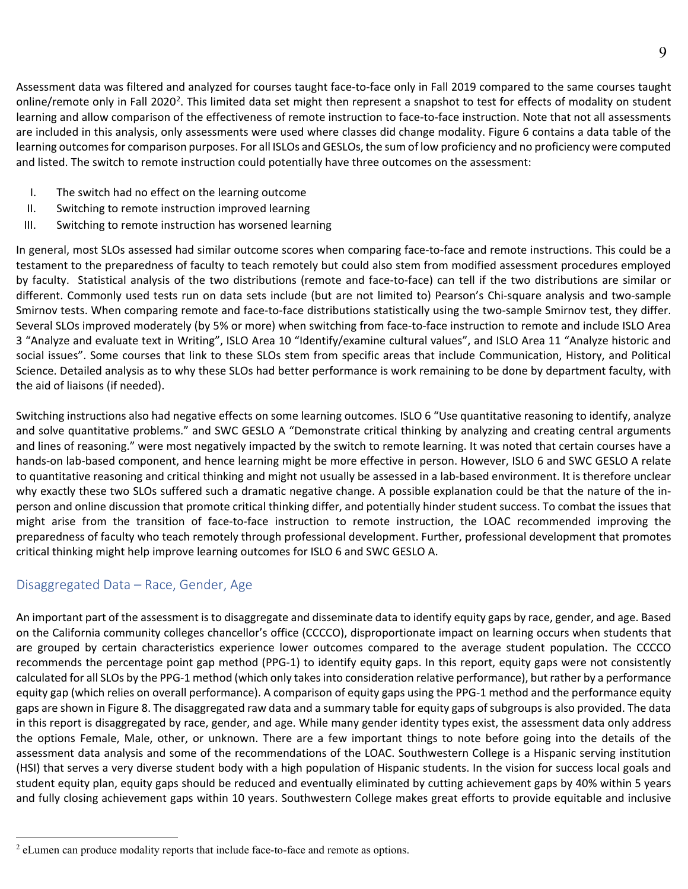Assessment data was filtered and analyzed for courses taught face-to-face only in Fall 2019 compared to the same courses taught online/remote only in Fall 2020[2]. This limited data set might then represent a snapshot to test for effects of modality on student learning and allow comparison of the effectiveness of remote instruction to face-to-face instruction. Note that not all assessments are included in this analysis, only assessments were used where classes did change modality. Figure 6 contains a data table of the learning outcomes for comparison purposes. For all ISLOs and GESLOs, the sum of low proficiency and no proficiency were computed and listed. The switch to remote instruction could potentially have three outcomes on the assessment:

I. The switch had no effect on the learning outcome
II. Switching to remote instruction improved learning
III. Switching to remote instruction has worsened learning

In general, most SLOs assessed had similar outcome scores when comparing face-to-face and remote instructions. This could be a testament to the preparedness of faculty to teach remotely but could also stem from modified assessment procedures employed by faculty. Statistical analysis of the two distributions (remote and face-to-face) can tell if the two distributions are similar or different. Commonly used tests run on data sets include (but are not limited to) Pearson's Chi-square analysis and two-sample Smirnov tests. When comparing remote and face-to-face distributions statistically using the two-sample Smirnov test, they differ. Several SLOs improved moderately (by 5% or more) when switching from face-to-face instruction to remote and include ISLO Area 3 "Analyze and evaluate text in Writing", ISLO Area 10 "Identify/examine cultural values", and ISLO Area 11 "Analyze historic and social issues". Some courses that link to these SLOs stem from specific areas that include Communication, History, and Political Science. Detailed analysis as to why these SLOs had better performance is work remaining to be done by department faculty, with the aid of liaisons (if needed).

Switching instructions also had negative effects on some learning outcomes. ISLO 6 "Use quantitative reasoning to identify, analyze and solve quantitative problems." and SWC GESLO A "Demonstrate critical thinking by analyzing and creating central arguments and lines of reasoning." were most negatively impacted by the switch to remote learning. It was noted that certain courses have a hands-on lab-based component, and hence learning might be more effective in person. However, ISLO 6 and SWC GESLO A relate to quantitative reasoning and critical thinking and might not usually be assessed in a lab-based environment. It is therefore unclear why exactly these two SLOs suffered such a dramatic negative change. A possible explanation could be that the nature of the in-person and online discussion that promote critical thinking differ, and potentially hinder student success. To combat the issues that might arise from the transition of face-to-face instruction to remote instruction, the LOAC recommended improving the preparedness of faculty who teach remotely through professional development. Further, professional development that promotes critical thinking might help improve learning outcomes for ISLO 6 and SWC GESLO A.

## Disaggregated Data – Race, Gender, Age

An important part of the assessment is to disaggregate and disseminate data to identify equity gaps by race, gender, and age. Based on the California community colleges chancellor's office (CCCCO), disproportionate impact on learning occurs when students that are grouped by certain characteristics experience lower outcomes compared to the average student population. The CCCCO recommends the percentage point gap method (PPG-1) to identify equity gaps. In this report, equity gaps were not consistently calculated for all SLOs by the PPG-1 method (which only takes into consideration relative performance), but rather by a performance equity gap (which relies on overall performance). A comparison of equity gaps using the PPG-1 method and the performance equity gaps are shown in Figure 8. The disaggregated raw data and a summary table for equity gaps of subgroups is also provided. The data in this report is disaggregated by race, gender, and age. While many gender identity types exist, the assessment data only address the options Female, Male, other, or unknown. There are a few important things to note before going into the details of the assessment data analysis and some of the recommendations of the LOAC. Southwestern College is a Hispanic serving institution (HSI) that serves a very diverse student body with a high population of Hispanic students. In the vision for success local goals and student equity plan, equity gaps should be reduced and eventually eliminated by cutting achievement gaps by 40% within 5 years and fully closing achievement gaps within 10 years. Southwestern College makes great efforts to provide equitable and inclusive

[2] eLumen can produce modality reports that include face-to-face and remote as options.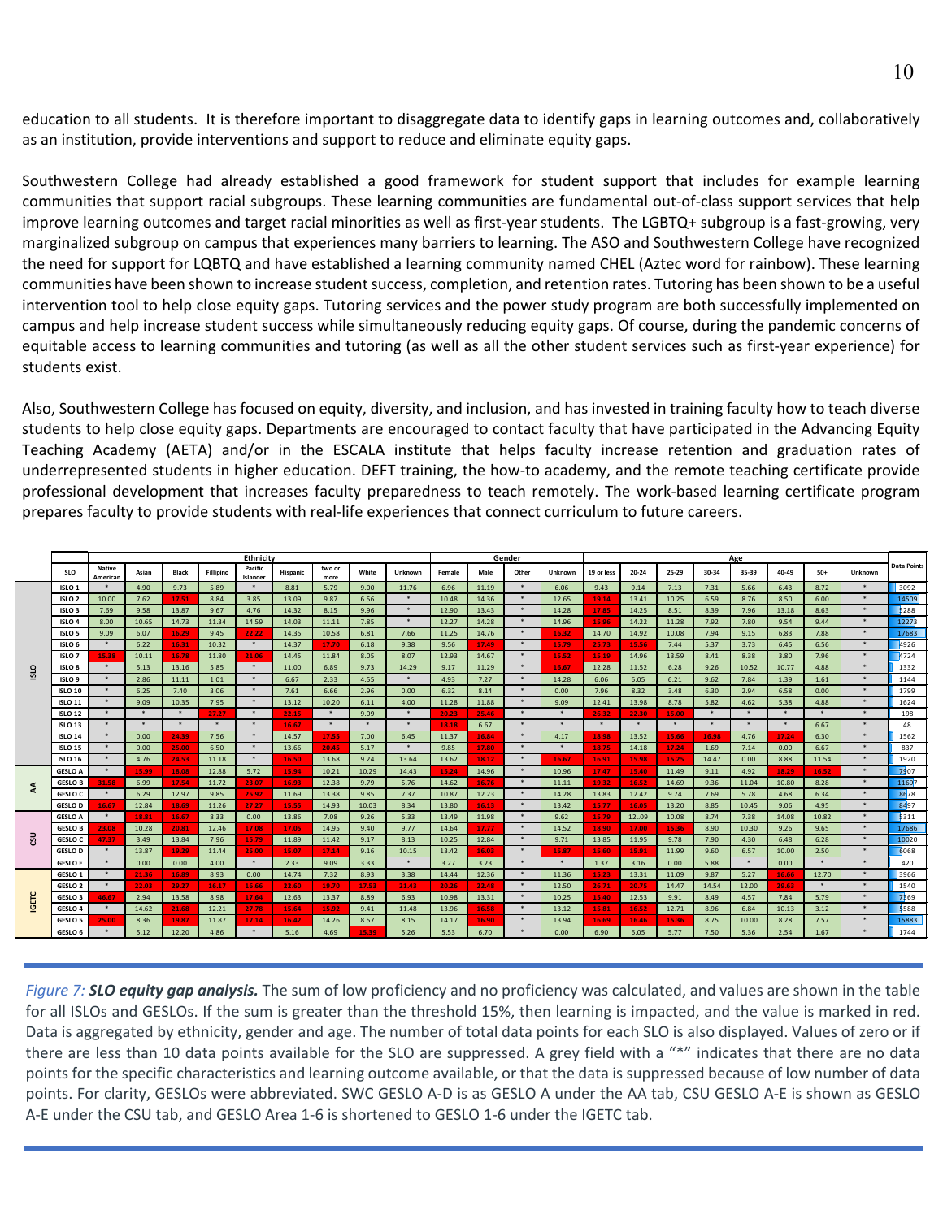education to all students. It is therefore important to disaggregate data to identify gaps in learning outcomes and, collaboratively as an institution, provide interventions and support to reduce and eliminate equity gaps.

Southwestern College had already established a good framework for student support that includes for example learning communities that support racial subgroups. These learning communities are fundamental out-of-class support services that help improve learning outcomes and target racial minorities as well as first-year students. The LGBTQ+ subgroup is a fast-growing, very marginalized subgroup on campus that experiences many barriers to learning. The ASO and Southwestern College have recognized the need for support for LQBTQ and have established a learning community named CHEL (Aztec word for rainbow). These learning communities have been shown to increase student success, completion, and retention rates. Tutoring has been shown to be a useful intervention tool to help close equity gaps. Tutoring services and the power study program are both successfully implemented on campus and help increase student success while simultaneously reducing equity gaps. Of course, during the pandemic concerns of equitable access to learning communities and tutoring (as well as all the other student services such as first-year experience) for students exist.

Also, Southwestern College has focused on equity, diversity, and inclusion, and has invested in training faculty how to teach diverse students to help close equity gaps. Departments are encouraged to contact faculty that have participated in the Advancing Equity Teaching Academy (AETA) and/or in the ESCALA institute that helps faculty increase retention and graduation rates of underrepresented students in higher education. DEFT training, the how-to academy, and the remote teaching certificate provide professional development that increases faculty preparedness to teach remotely. The work-based learning certificate program prepares faculty to provide students with real-life experiences that connect curriculum to future careers.

| | | Ethnicity | | | | | | | | | Gender | | | | Age | | | | | | | | | |
|---|---|---|---|---|---|---|---|---|---|---|---|---|---|---|---|---|---|---|---|---|---|---|---|---|
| | SLO | Native American | Asian | Black | Fillipino | Pacific Islander | Hispanic | two or more | White | Unknown | Female | Male | Other | Unknown | 19 or less | 20-24 | 25-29 | 30-34 | 35-39 | 40-49 | 50+ | Unknown | Data Points |
| ISLO | ISLO 1 | * | 4.90 | 9.73 | 5.89 | * | 8.81 | 5.79 | 9.00 | 11.76 | 6.96 | 11.19 | * | 6.06 | 9.43 | 9.14 | 7.13 | 7.31 | 5.66 | 6.43 | 8.72 | * | 3092 |
| | ISLO 2 | 10.00 | 7.62 | 17.51 | 8.84 | 3.85 | 13.09 | 9.87 | 6.56 | * | 10.48 | 14.36 | * | 12.65 | 19.14 | 13.41 | 10.25 | 6.59 | 8.76 | 8.50 | 6.00 | * | 14509 |
| | ISLO 3 | 7.69 | 9.58 | 13.87 | 9.67 | 4.76 | 14.32 | 8.15 | 9.96 | * | 12.90 | 13.43 | * | 14.28 | 17.85 | 14.25 | 8.51 | 8.39 | 7.96 | 13.18 | 8.63 | * | 5288 |
| | ISLO 4 | 8.00 | 10.65 | 14.73 | 11.34 | 14.59 | 14.03 | 11.11 | 7.85 | * | 12.27 | 14.28 | * | 14.96 | 15.98 | 14.22 | 11.28 | 7.92 | 7.80 | 9.54 | 9.44 | * | 12273 |
| | ISLO 5 | 9.09 | 6.07 | 16.29 | 9.45 | 22.22 | 14.35 | 10.58 | 6.81 | 7.66 | 11.25 | 14.76 | * | 16.32 | 14.70 | 14.92 | 10.08 | 7.94 | 9.15 | 6.83 | 7.88 | * | 17683 |
| | ISLO 6 | * | 6.22 | 16.31 | 10.32 | * | 14.37 | 17.70 | 6.18 | 9.38 | 9.56 | 17.49 | * | 15.79 | 25.73 | 15.56 | 7.44 | 5.37 | 3.73 | 6.45 | 6.56 | * | 4926 |
| | ISLO 7 | 15.38 | 10.11 | 16.78 | 11.80 | 21.05 | 14.45 | 11.84 | 8.05 | 8.07 | 12.93 | 14.67 | * | 15.52 | 15.19 | 14.96 | 13.59 | 8.41 | 8.38 | 3.80 | 7.96 | * | 4724 |
| | ISLO 8 | * | 5.13 | 13.16 | 5.85 | * | 11.00 | 6.89 | 9.73 | 14.29 | 9.17 | 11.29 | * | 16.67 | 12.28 | 11.52 | 6.28 | 9.26 | 10.52 | 10.77 | 4.88 | * | 1332 |
| | ISLO 9 | * | 2.86 | 11.11 | 1.01 | * | 6.67 | 2.33 | 4.55 | * | 4.93 | 7.27 | * | 14.28 | 6.06 | 6.05 | 6.21 | 9.62 | 7.84 | 1.39 | 1.61 | * | 1144 |
| | ISLO 10 | * | 6.25 | 7.40 | 3.06 | * | 7.61 | 6.66 | 2.96 | 0.00 | 6.32 | 8.14 | * | 0.00 | 7.96 | 8.32 | 3.48 | 6.30 | 2.94 | 6.58 | 0.00 | * | 1799 |
| | ISLO 11 | * | 9.09 | 10.35 | 7.95 | * | 13.12 | 10.20 | 6.11 | 4.00 | 11.28 | 11.88 | * | 9.09 | 12.41 | 13.98 | 8.78 | 5.82 | 4.62 | 5.38 | 4.88 | * | 1624 |
| | ISLO 12 | * | * | * | 27.27 | * | 22.15 | * | 9.09 | * | 20.23 | 25.46 | * | * | 26.32 | 22.30 | 15.00 | * | * | * | * | * | 198 |
| | ISLO 13 | * | * | * | * | * | 16.67 | * | * | * | 18.18 | 6.67 | * | * | * | * | * | * | * | * | 6.67 | * | 48 |
| | ISLO 14 | * | 0.00 | 24.39 | 7.56 | * | 14.57 | 17.55 | 7.00 | 6.45 | 11.37 | 16.84 | * | 4.17 | 15.98 | 13.52 | 15.66 | 16.98 | 4.76 | 17.24 | 6.30 | * | 1562 |
| | ISLO 15 | * | 0.00 | 25.00 | 6.50 | * | 13.66 | 20.45 | 5.17 | * | 9.85 | 17.80 | * | * | 18.75 | 14.18 | 17.24 | 1.69 | 7.14 | 0.00 | 6.67 | * | 837 |
| | ISLO 16 | * | 4.76 | 24.53 | 11.18 | * | 16.50 | 13.68 | 9.24 | 13.64 | 13.62 | 18.12 | * | 16.57 | 16.91 | 15.98 | 15.25 | 14.47 | 0.00 | 8.88 | 11.54 | * | 1920 |
| AA | GESLO A | * | 15.99 | 18.08 | 12.88 | 5.72 | 15.94 | 10.21 | 10.29 | 14.43 | 15.24 | 14.96 | * | 10.96 | 17.47 | 15.40 | 11.49 | 9.11 | 4.92 | 18.29 | 16.52 | * | 7907 |
| | GESLO B | 31.58 | 6.99 | 17.54 | 11.72 | 23.07 | 16.93 | 12.38 | 9.79 | 5.76 | 14.62 | 16.76 | * | 11.11 | 19.32 | 16.52 | 14.69 | 9.36 | 11.04 | 10.80 | 8.28 | * | 11697 |
| | GESLO C | * | 6.29 | 12.97 | 9.85 | 25.92 | 11.69 | 13.38 | 9.85 | 7.37 | 10.87 | 12.23 | * | 14.28 | 13.83 | 12.42 | 9.74 | 7.69 | 5.78 | 4.68 | 6.34 | * | 8678 |
| | GESLO D | 16.67 | 12.84 | 18.69 | 11.26 | 27.27 | 15.55 | 14.93 | 10.03 | 8.34 | 13.80 | 16.13 | * | 13.42 | 15.77 | 16.05 | 13.20 | 8.85 | 10.45 | 9.06 | 4.95 | * | 8497 |
| CSU | GESLO A | * | 18.81 | 16.67 | 8.33 | 0.00 | 13.86 | 7.08 | 9.26 | 5.33 | 13.49 | 11.98 | * | 9.62 | 15.79 | 12.09 | 10.08 | 8.74 | 7.38 | 14.08 | 10.82 | * | 5311 |
| | GESLO B | 23.08 | 10.28 | 20.81 | 12.46 | 17.08 | 17.05 | 14.95 | 9.40 | 9.77 | 14.64 | 17.77 | * | 14.52 | 18.90 | 17.00 | 15.36 | 8.90 | 10.30 | 9.26 | 9.65 | * | 17686 |
| | GESLO C | 47.37 | 3.49 | 13.84 | 7.96 | 15.79 | 11.89 | 11.42 | 9.17 | 8.13 | 10.25 | 12.84 | * | 9.71 | 13.85 | 11.95 | 9.78 | 7.90 | 4.30 | 6.48 | 6.28 | * | 10020 |
| | GESLO D | * | 13.87 | 19.29 | 11.44 | 25.00 | 15.07 | 17.14 | 9.16 | 10.15 | 13.42 | 16.03 | * | 15.87 | 15.60 | 15.91 | 11.99 | 9.60 | 6.57 | 10.00 | 2.50 | * | 6068 |
| | GESLO E | * | 0.00 | 0.00 | 4.00 | * | 2.33 | 9.09 | 3.33 | * | 3.27 | 3.23 | * | * | 1.37 | 3.16 | 0.00 | 5.88 | * | 0.00 | * | * | 420 |
| IGETC | GESLO 1 | * | 21.36 | 16.89 | 8.93 | 0.00 | 14.74 | 7.32 | 8.93 | 3.38 | 14.44 | 12.36 | * | 11.36 | 15.23 | 13.31 | 11.09 | 9.87 | 5.27 | 16.66 | 12.70 | * | 3966 |
| | GESLO 2 | * | 22.03 | 29.27 | 16.17 | 16.66 | 22.60 | 19.70 | 17.53 | 21.43 | 20.26 | 22.48 | * | 12.50 | 20.71 | 20.75 | 14.47 | 14.54 | 12.00 | 23.63 | * | * | 1540 |
| | GESLO 3 | 46.67 | 2.94 | 13.58 | 8.98 | 17.64 | 12.63 | 13.37 | 8.89 | 6.93 | 10.98 | 13.31 | * | 10.25 | 15.40 | 12.53 | 9.91 | 8.49 | 4.57 | 7.84 | 5.79 | * | 7369 |
| | GESLO 4 | * | 14.62 | 21.66 | 12.21 | 27.78 | 15.64 | 15.92 | 9.41 | 11.48 | 13.96 | 16.58 | * | 13.12 | 15.81 | 16.52 | 12.71 | 8.96 | 6.84 | 10.13 | 3.12 | * | 5588 |
| | GESLO 5 | 25.00 | 8.36 | 19.87 | 11.87 | 17.14 | 16.42 | 14.26 | 8.57 | 8.15 | 14.17 | 16.90 | * | 13.94 | 16.69 | 16.46 | 15.36 | 8.75 | 10.00 | 8.28 | 7.57 | * | 15883 |
| | GESLO 6 | * | 5.12 | 12.20 | 4.86 | * | 5.16 | 4.69 | 15.33 | 5.26 | 5.53 | 6.70 | * | 0.00 | 6.90 | 6.05 | 5.77 | 7.50 | 5.36 | 2.54 | 1.67 | * | 1744 |

*Figure 7:* ***SLO equity gap analysis.*** The sum of low proficiency and no proficiency was calculated, and values are shown in the table for all ISLOs and GESLOs. If the sum is greater than the threshold 15%, then learning is impacted, and the value is marked in red. Data is aggregated by ethnicity, gender and age. The number of total data points for each SLO is also displayed. Values of zero or if there are less than 10 data points available for the SLO are suppressed. A grey field with a "*" indicates that there are no data points for the specific characteristics and learning outcome available, or that the data is suppressed because of low number of data points. For clarity, GESLOs were abbreviated. SWC GESLO A-D is as GESLO A under the AA tab, CSU GESLO A-E is shown as GESLO A-E under the CSU tab, and GESLO Area 1-6 is shortened to GESLO 1-6 under the IGETC tab.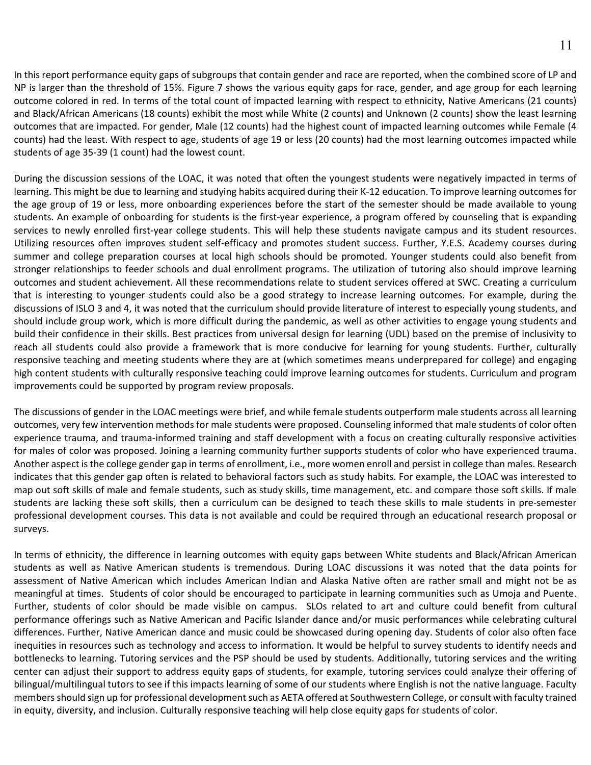In this report performance equity gaps of subgroups that contain gender and race are reported, when the combined score of LP and NP is larger than the threshold of 15%. Figure 7 shows the various equity gaps for race, gender, and age group for each learning outcome colored in red. In terms of the total count of impacted learning with respect to ethnicity, Native Americans (21 counts) and Black/African Americans (18 counts) exhibit the most while White (2 counts) and Unknown (2 counts) show the least learning outcomes that are impacted. For gender, Male (12 counts) had the highest count of impacted learning outcomes while Female (4 counts) had the least. With respect to age, students of age 19 or less (20 counts) had the most learning outcomes impacted while students of age 35-39 (1 count) had the lowest count.

During the discussion sessions of the LOAC, it was noted that often the youngest students were negatively impacted in terms of learning. This might be due to learning and studying habits acquired during their K-12 education. To improve learning outcomes for the age group of 19 or less, more onboarding experiences before the start of the semester should be made available to young students. An example of onboarding for students is the first-year experience, a program offered by counseling that is expanding services to newly enrolled first-year college students. This will help these students navigate campus and its student resources. Utilizing resources often improves student self-efficacy and promotes student success. Further, Y.E.S. Academy courses during summer and college preparation courses at local high schools should be promoted. Younger students could also benefit from stronger relationships to feeder schools and dual enrollment programs. The utilization of tutoring also should improve learning outcomes and student achievement. All these recommendations relate to student services offered at SWC. Creating a curriculum that is interesting to younger students could also be a good strategy to increase learning outcomes. For example, during the discussions of ISLO 3 and 4, it was noted that the curriculum should provide literature of interest to especially young students, and should include group work, which is more difficult during the pandemic, as well as other activities to engage young students and build their confidence in their skills. Best practices from universal design for learning (UDL) based on the premise of inclusivity to reach all students could also provide a framework that is more conducive for learning for young students. Further, culturally responsive teaching and meeting students where they are at (which sometimes means underprepared for college) and engaging high content students with culturally responsive teaching could improve learning outcomes for students. Curriculum and program improvements could be supported by program review proposals.

The discussions of gender in the LOAC meetings were brief, and while female students outperform male students across all learning outcomes, very few intervention methods for male students were proposed. Counseling informed that male students of color often experience trauma, and trauma-informed training and staff development with a focus on creating culturally responsive activities for males of color was proposed. Joining a learning community further supports students of color who have experienced trauma. Another aspect is the college gender gap in terms of enrollment, i.e., more women enroll and persist in college than males. Research indicates that this gender gap often is related to behavioral factors such as study habits. For example, the LOAC was interested to map out soft skills of male and female students, such as study skills, time management, etc. and compare those soft skills. If male students are lacking these soft skills, then a curriculum can be designed to teach these skills to male students in pre-semester professional development courses. This data is not available and could be required through an educational research proposal or surveys.

In terms of ethnicity, the difference in learning outcomes with equity gaps between White students and Black/African American students as well as Native American students is tremendous. During LOAC discussions it was noted that the data points for assessment of Native American which includes American Indian and Alaska Native often are rather small and might not be as meaningful at times. Students of color should be encouraged to participate in learning communities such as Umoja and Puente. Further, students of color should be made visible on campus. SLOs related to art and culture could benefit from cultural performance offerings such as Native American and Pacific Islander dance and/or music performances while celebrating cultural differences. Further, Native American dance and music could be showcased during opening day. Students of color also often face inequities in resources such as technology and access to information. It would be helpful to survey students to identify needs and bottlenecks to learning. Tutoring services and the PSP should be used by students. Additionally, tutoring services and the writing center can adjust their support to address equity gaps of students, for example, tutoring services could analyze their offering of bilingual/multilingual tutors to see if this impacts learning of some of our students where English is not the native language. Faculty members should sign up for professional development such as AETA offered at Southwestern College, or consult with faculty trained in equity, diversity, and inclusion. Culturally responsive teaching will help close equity gaps for students of color.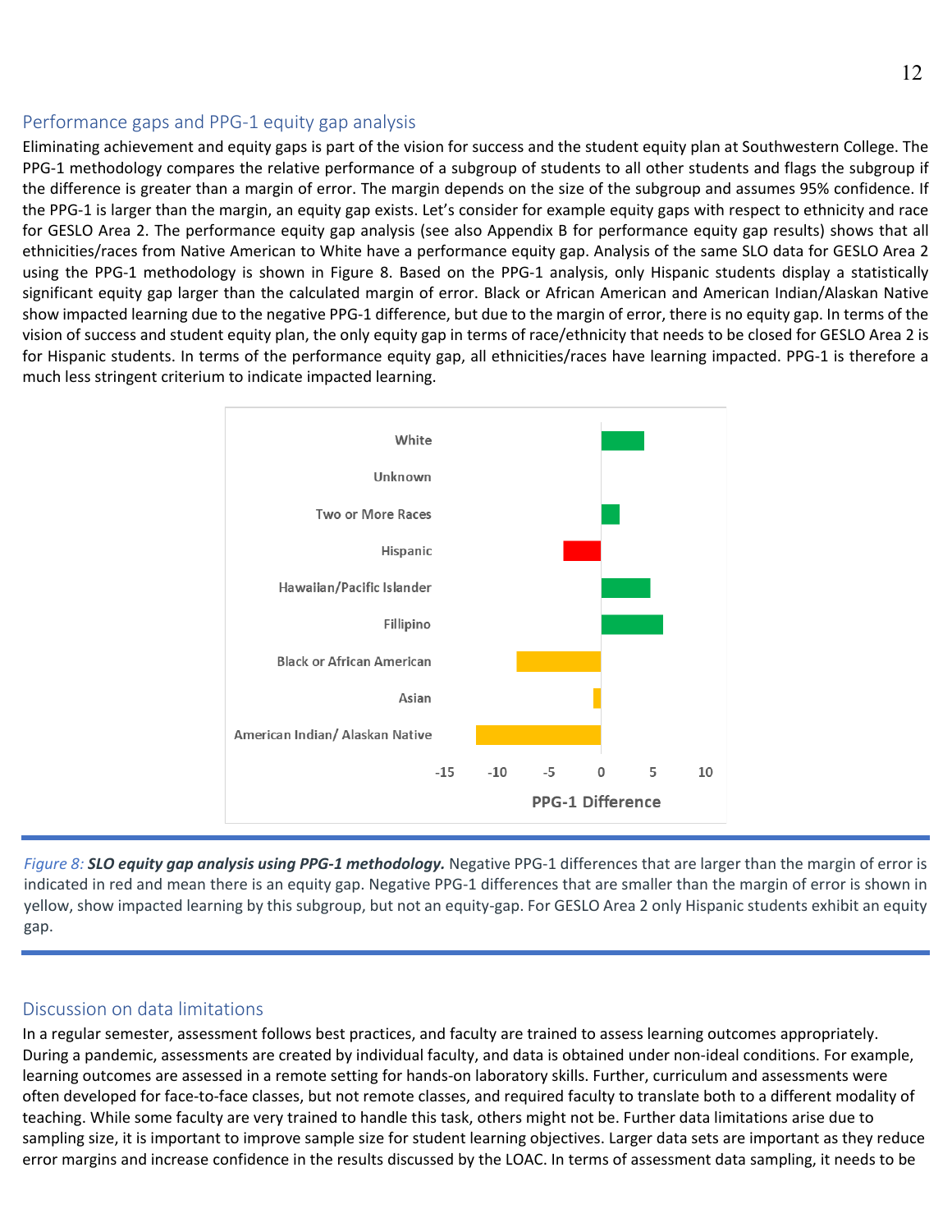## Performance gaps and PPG-1 equity gap analysis

Eliminating achievement and equity gaps is part of the vision for success and the student equity plan at Southwestern College. The PPG-1 methodology compares the relative performance of a subgroup of students to all other students and flags the subgroup if the difference is greater than a margin of error. The margin depends on the size of the subgroup and assumes 95% confidence. If the PPG-1 is larger than the margin, an equity gap exists. Let's consider for example equity gaps with respect to ethnicity and race for GESLO Area 2. The performance equity gap analysis (see also Appendix B for performance equity gap results) shows that all ethnicities/races from Native American to White have a performance equity gap. Analysis of the same SLO data for GESLO Area 2 using the PPG-1 methodology is shown in Figure 8. Based on the PPG-1 analysis, only Hispanic students display a statistically significant equity gap larger than the calculated margin of error. Black or African American and American Indian/Alaskan Native show impacted learning due to the negative PPG-1 difference, but due to the margin of error, there is no equity gap. In terms of the vision of success and student equity plan, the only equity gap in terms of race/ethnicity that needs to be closed for GESLO Area 2 is for Hispanic students. In terms of the performance equity gap, all ethnicities/races have learning impacted. PPG-1 is therefore a much less stringent criterium to indicate impacted learning.

*Figure 8:* ***SLO equity gap analysis using PPG-1 methodology.*** Negative PPG-1 differences that are larger than the margin of error is indicated in red and mean there is an equity gap. Negative PPG-1 differences that are smaller than the margin of error is shown in yellow, show impacted learning by this subgroup, but not an equity-gap. For GESLO Area 2 only Hispanic students exhibit an equity gap.

## Discussion on data limitations

In a regular semester, assessment follows best practices, and faculty are trained to assess learning outcomes appropriately. During a pandemic, assessments are created by individual faculty, and data is obtained under non-ideal conditions. For example, learning outcomes are assessed in a remote setting for hands-on laboratory skills. Further, curriculum and assessments were often developed for face-to-face classes, but not remote classes, and required faculty to translate both to a different modality of teaching. While some faculty are very trained to handle this task, others might not be. Further data limitations arise due to sampling size, it is important to improve sample size for student learning objectives. Larger data sets are important as they reduce error margins and increase confidence in the results discussed by the LOAC. In terms of assessment data sampling, it needs to be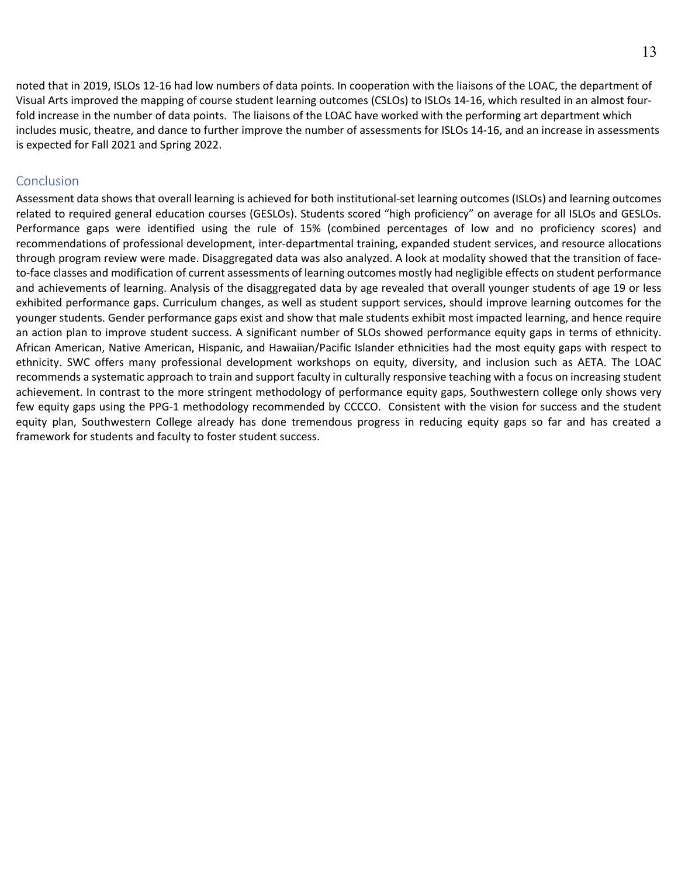noted that in 2019, ISLOs 12-16 had low numbers of data points. In cooperation with the liaisons of the LOAC, the department of Visual Arts improved the mapping of course student learning outcomes (CSLOs) to ISLOs 14-16, which resulted in an almost four-fold increase in the number of data points. The liaisons of the LOAC have worked with the performing art department which includes music, theatre, and dance to further improve the number of assessments for ISLOs 14-16, and an increase in assessments is expected for Fall 2021 and Spring 2022.

## Conclusion

Assessment data shows that overall learning is achieved for both institutional-set learning outcomes (ISLOs) and learning outcomes related to required general education courses (GESLOs). Students scored "high proficiency" on average for all ISLOs and GESLOs. Performance gaps were identified using the rule of 15% (combined percentages of low and no proficiency scores) and recommendations of professional development, inter-departmental training, expanded student services, and resource allocations through program review were made. Disaggregated data was also analyzed. A look at modality showed that the transition of face-to-face classes and modification of current assessments of learning outcomes mostly had negligible effects on student performance and achievements of learning. Analysis of the disaggregated data by age revealed that overall younger students of age 19 or less exhibited performance gaps. Curriculum changes, as well as student support services, should improve learning outcomes for the younger students. Gender performance gaps exist and show that male students exhibit most impacted learning, and hence require an action plan to improve student success. A significant number of SLOs showed performance equity gaps in terms of ethnicity. African American, Native American, Hispanic, and Hawaiian/Pacific Islander ethnicities had the most equity gaps with respect to ethnicity. SWC offers many professional development workshops on equity, diversity, and inclusion such as AETA. The LOAC recommends a systematic approach to train and support faculty in culturally responsive teaching with a focus on increasing student achievement. In contrast to the more stringent methodology of performance equity gaps, Southwestern college only shows very few equity gaps using the PPG-1 methodology recommended by CCCCO. Consistent with the vision for success and the student equity plan, Southwestern College already has done tremendous progress in reducing equity gaps so far and has created a framework for students and faculty to foster student success.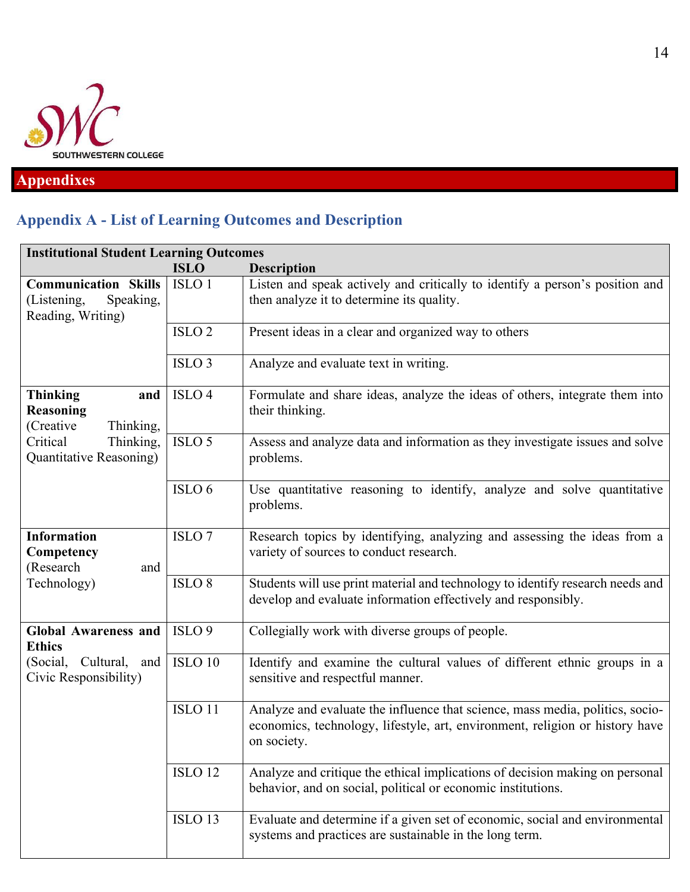# Appendixes

## Appendix A - List of Learning Outcomes and Description

| Institutional Student Learning Outcomes | ISLO | Description |
|---|---|---|
| **Communication Skills** (Listening, Speaking, Reading, Writing) | ISLO 1 | Listen and speak actively and critically to identify a person's position and then analyze it to determine its quality. |
| | ISLO 2 | Present ideas in a clear and organized way to others |
| | ISLO 3 | Analyze and evaluate text in writing. |
| **Thinking and Reasoning** (Creative Thinking, Critical Thinking, Quantitative Reasoning) | ISLO 4 | Formulate and share ideas, analyze the ideas of others, integrate them into their thinking. |
| | ISLO 5 | Assess and analyze data and information as they investigate issues and solve problems. |
| | ISLO 6 | Use quantitative reasoning to identify, analyze and solve quantitative problems. |
| **Information Competency** (Research and Technology) | ISLO 7 | Research topics by identifying, analyzing and assessing the ideas from a variety of sources to conduct research. |
| | ISLO 8 | Students will use print material and technology to identify research needs and develop and evaluate information effectively and responsibly. |
| **Global Awareness and Ethics** (Social, Cultural, and Civic Responsibility) | ISLO 9 | Collegially work with diverse groups of people. |
| | ISLO 10 | Identify and examine the cultural values of different ethnic groups in a sensitive and respectful manner. |
| | ISLO 11 | Analyze and evaluate the influence that science, mass media, politics, socio-economics, technology, lifestyle, art, environment, religion or history have on society. |
| | ISLO 12 | Analyze and critique the ethical implications of decision making on personal behavior, and on social, political or economic institutions. |
| | ISLO 13 | Evaluate and determine if a given set of economic, social and environmental systems and practices are sustainable in the long term. |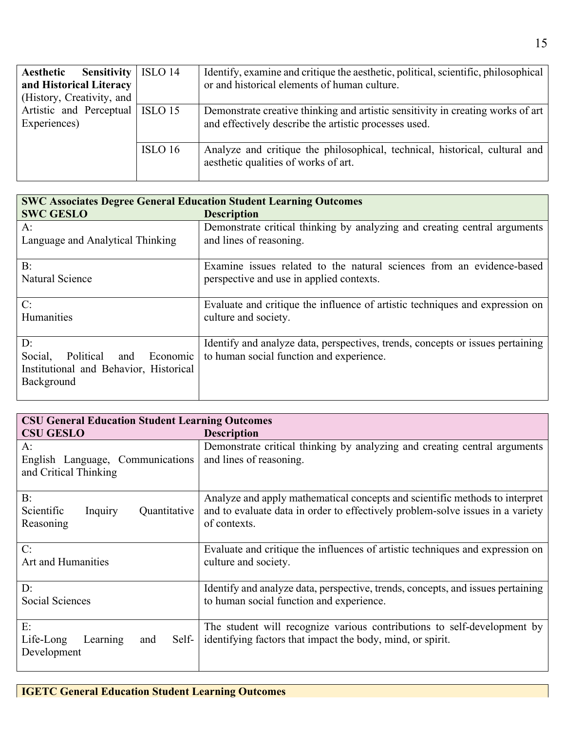| | | |
|---|---|---|
| **Aesthetic Sensitivity and Historical Literacy** (History, Creativity, and Artistic and Perceptual Experiences) | ISLO 14 | Identify, examine and critique the aesthetic, political, scientific, philosophical or and historical elements of human culture. |
| | ISLO 15 | Demonstrate creative thinking and artistic sensitivity in creating works of art and effectively describe the artistic processes used. |
| | ISLO 16 | Analyze and critique the philosophical, technical, historical, cultural and aesthetic qualities of works of art. |

| **SWC Associates Degree General Education Student Learning Outcomes** | |
|---|---|
| **SWC GESLO** | **Description** |
| A: Language and Analytical Thinking | Demonstrate critical thinking by analyzing and creating central arguments and lines of reasoning. |
| B: Natural Science | Examine issues related to the natural sciences from an evidence-based perspective and use in applied contexts. |
| C: Humanities | Evaluate and critique the influence of artistic techniques and expression on culture and society. |
| D: Social, Political and Economic Institutional and Behavior, Historical Background | Identify and analyze data, perspectives, trends, concepts or issues pertaining to human social function and experience. |

| **CSU General Education Student Learning Outcomes** | |
|---|---|
| **CSU GESLO** | **Description** |
| A: English Language, Communications and Critical Thinking | Demonstrate critical thinking by analyzing and creating central arguments and lines of reasoning. |
| B: Scientific Inquiry Quantitative Reasoning | Analyze and apply mathematical concepts and scientific methods to interpret and to evaluate data in order to effectively problem-solve issues in a variety of contexts. |
| C: Art and Humanities | Evaluate and critique the influences of artistic techniques and expression on culture and society. |
| D: Social Sciences | Identify and analyze data, perspective, trends, concepts, and issues pertaining to human social function and experience. |
| E: Life-Long Learning and Self-Development | The student will recognize various contributions to self-development by identifying factors that impact the body, mind, or spirit. |

| **IGETC General Education Student Learning Outcomes** |
|---|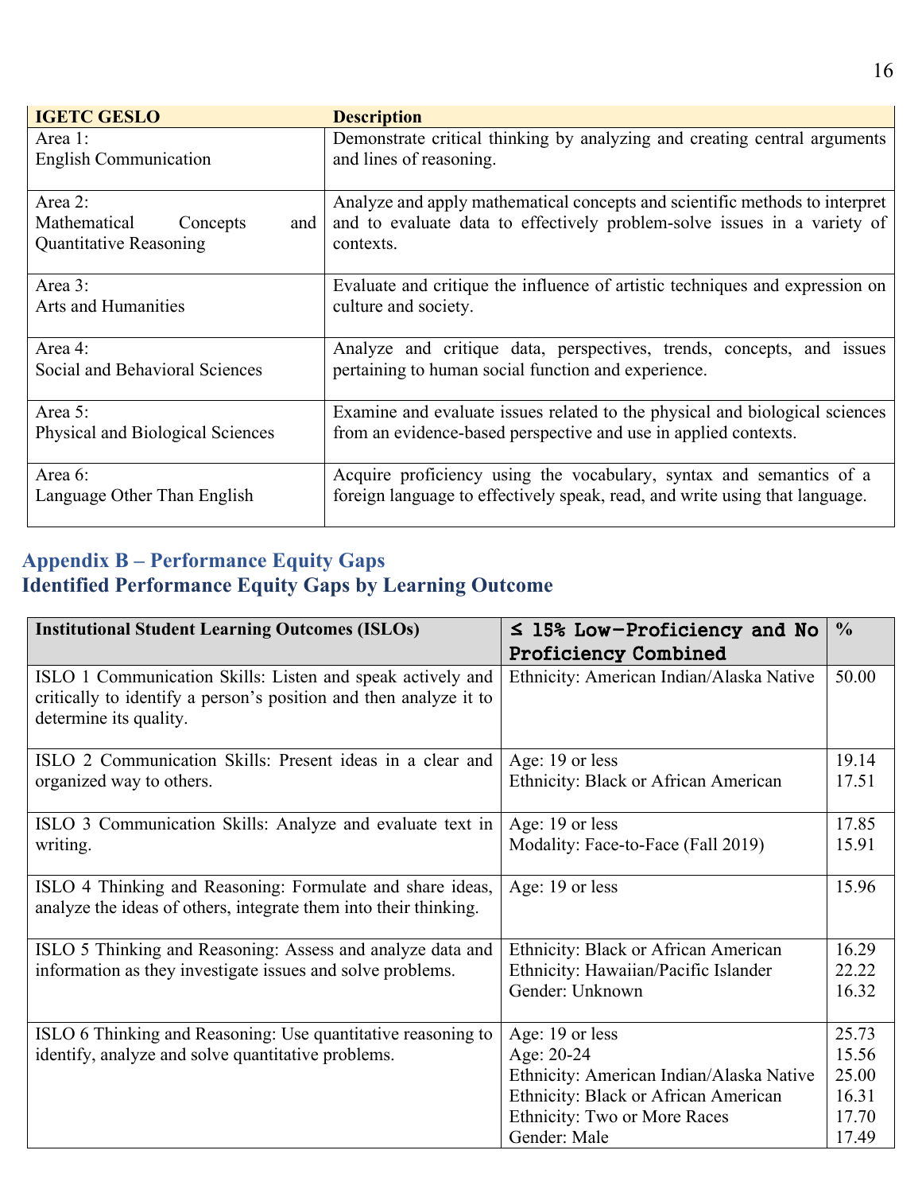| IGETC GESLO | Description |
| --- | --- |
| Area 1:<br>English Communication | Demonstrate critical thinking by analyzing and creating central arguments and lines of reasoning. |
| Area 2:<br>Mathematical Concepts and Quantitative Reasoning | Analyze and apply mathematical concepts and scientific methods to interpret and to evaluate data to effectively problem-solve issues in a variety of contexts. |
| Area 3:<br>Arts and Humanities | Evaluate and critique the influence of artistic techniques and expression on culture and society. |
| Area 4:<br>Social and Behavioral Sciences | Analyze and critique data, perspectives, trends, concepts, and issues pertaining to human social function and experience. |
| Area 5:<br>Physical and Biological Sciences | Examine and evaluate issues related to the physical and biological sciences from an evidence-based perspective and use in applied contexts. |
| Area 6:<br>Language Other Than English | Acquire proficiency using the vocabulary, syntax and semantics of a foreign language to effectively speak, read, and write using that language. |

## Appendix B – Performance Equity Gaps

## Identified Performance Equity Gaps by Learning Outcome

| Institutional Student Learning Outcomes (ISLOs) | ≤ 15% Low-Proficiency and No Proficiency Combined | % |
| --- | --- | --- |
| ISLO 1 Communication Skills: Listen and speak actively and critically to identify a person's position and then analyze it to determine its quality. | Ethnicity: American Indian/Alaska Native | 50.00 |
| ISLO 2 Communication Skills: Present ideas in a clear and organized way to others. | Age: 19 or less<br>Ethnicity: Black or African American | 19.14<br>17.51 |
| ISLO 3 Communication Skills: Analyze and evaluate text in writing. | Age: 19 or less<br>Modality: Face-to-Face (Fall 2019) | 17.85<br>15.91 |
| ISLO 4 Thinking and Reasoning: Formulate and share ideas, analyze the ideas of others, integrate them into their thinking. | Age: 19 or less | 15.96 |
| ISLO 5 Thinking and Reasoning: Assess and analyze data and information as they investigate issues and solve problems. | Ethnicity: Black or African American<br>Ethnicity: Hawaiian/Pacific Islander<br>Gender: Unknown | 16.29<br>22.22<br>16.32 |
| ISLO 6 Thinking and Reasoning: Use quantitative reasoning to identify, analyze and solve quantitative problems. | Age: 19 or less<br>Age: 20-24<br>Ethnicity: American Indian/Alaska Native<br>Ethnicity: Black or African American<br>Ethnicity: Two or More Races<br>Gender: Male | 25.73<br>15.56<br>25.00<br>16.31<br>17.70<br>17.49 |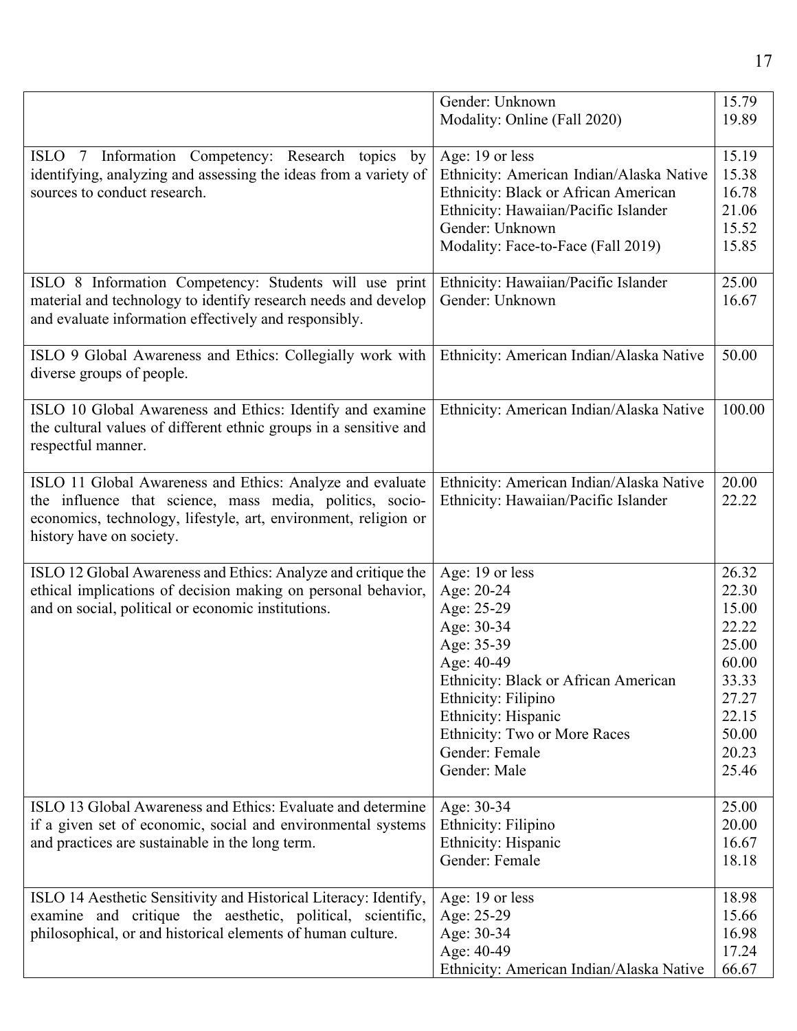| | | |
|---|---|---|
| | Gender: Unknown<br>Modality: Online (Fall 2020) | 15.79<br>19.89 |
| ISLO 7 Information Competency: Research topics by identifying, analyzing and assessing the ideas from a variety of sources to conduct research. | Age: 19 or less<br>Ethnicity: American Indian/Alaska Native<br>Ethnicity: Black or African American<br>Ethnicity: Hawaiian/Pacific Islander<br>Gender: Unknown<br>Modality: Face-to-Face (Fall 2019) | 15.19<br>15.38<br>16.78<br>21.06<br>15.52<br>15.85 |
| ISLO 8 Information Competency: Students will use print material and technology to identify research needs and develop and evaluate information effectively and responsibly. | Ethnicity: Hawaiian/Pacific Islander<br>Gender: Unknown | 25.00<br>16.67 |
| ISLO 9 Global Awareness and Ethics: Collegially work with diverse groups of people. | Ethnicity: American Indian/Alaska Native | 50.00 |
| ISLO 10 Global Awareness and Ethics: Identify and examine the cultural values of different ethnic groups in a sensitive and respectful manner. | Ethnicity: American Indian/Alaska Native | 100.00 |
| ISLO 11 Global Awareness and Ethics: Analyze and evaluate the influence that science, mass media, politics, socio-economics, technology, lifestyle, art, environment, religion or history have on society. | Ethnicity: American Indian/Alaska Native<br>Ethnicity: Hawaiian/Pacific Islander | 20.00<br>22.22 |
| ISLO 12 Global Awareness and Ethics: Analyze and critique the ethical implications of decision making on personal behavior, and on social, political or economic institutions. | Age: 19 or less<br>Age: 20-24<br>Age: 25-29<br>Age: 30-34<br>Age: 35-39<br>Age: 40-49<br>Ethnicity: Black or African American<br>Ethnicity: Filipino<br>Ethnicity: Hispanic<br>Ethnicity: Two or More Races<br>Gender: Female<br>Gender: Male | 26.32<br>22.30<br>15.00<br>22.22<br>25.00<br>60.00<br>33.33<br>27.27<br>22.15<br>50.00<br>20.23<br>25.46 |
| ISLO 13 Global Awareness and Ethics: Evaluate and determine if a given set of economic, social and environmental systems and practices are sustainable in the long term. | Age: 30-34<br>Ethnicity: Filipino<br>Ethnicity: Hispanic<br>Gender: Female | 25.00<br>20.00<br>16.67<br>18.18 |
| ISLO 14 Aesthetic Sensitivity and Historical Literacy: Identify, examine and critique the aesthetic, political, scientific, philosophical, or and historical elements of human culture. | Age: 19 or less<br>Age: 25-29<br>Age: 30-34<br>Age: 40-49<br>Ethnicity: American Indian/Alaska Native | 18.98<br>15.66<br>16.98<br>17.24<br>66.67 |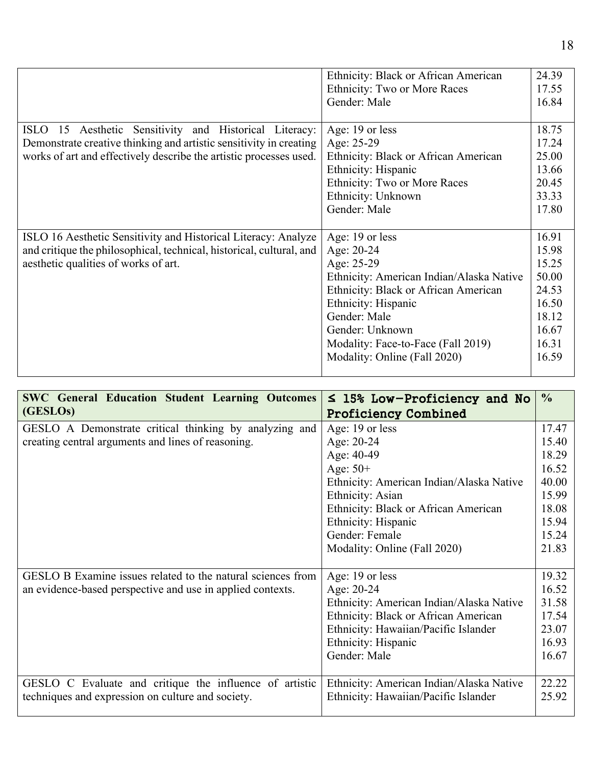| | | |
|---|---|---|
| | Ethnicity: Black or African American<br>Ethnicity: Two or More Races<br>Gender: Male | 24.39<br>17.55<br>16.84 |
| ISLO 15 Aesthetic Sensitivity and Historical Literacy: Demonstrate creative thinking and artistic sensitivity in creating works of art and effectively describe the artistic processes used. | Age: 19 or less<br>Age: 25-29<br>Ethnicity: Black or African American<br>Ethnicity: Hispanic<br>Ethnicity: Two or More Races<br>Ethnicity: Unknown<br>Gender: Male | 18.75<br>17.24<br>25.00<br>13.66<br>20.45<br>33.33<br>17.80 |
| ISLO 16 Aesthetic Sensitivity and Historical Literacy: Analyze and critique the philosophical, technical, historical, cultural, and aesthetic qualities of works of art. | Age: 19 or less<br>Age: 20-24<br>Age: 25-29<br>Ethnicity: American Indian/Alaska Native<br>Ethnicity: Black or African American<br>Ethnicity: Hispanic<br>Gender: Male<br>Gender: Unknown<br>Modality: Face-to-Face (Fall 2019)<br>Modality: Online (Fall 2020) | 16.91<br>15.98<br>15.25<br>50.00<br>24.53<br>16.50<br>18.12<br>16.67<br>16.31<br>16.59 |

| SWC General Education Student Learning Outcomes (GESLOs) | ≤ 15% Low-Proficiency and No Proficiency Combined | % |
|---|---|---|
| GESLO A Demonstrate critical thinking by analyzing and creating central arguments and lines of reasoning. | Age: 19 or less<br>Age: 20-24<br>Age: 40-49<br>Age: 50+<br>Ethnicity: American Indian/Alaska Native<br>Ethnicity: Asian<br>Ethnicity: Black or African American<br>Ethnicity: Hispanic<br>Gender: Female<br>Modality: Online (Fall 2020) | 17.47<br>15.40<br>18.29<br>16.52<br>40.00<br>15.99<br>18.08<br>15.94<br>15.24<br>21.83 |
| GESLO B Examine issues related to the natural sciences from an evidence-based perspective and use in applied contexts. | Age: 19 or less<br>Age: 20-24<br>Ethnicity: American Indian/Alaska Native<br>Ethnicity: Black or African American<br>Ethnicity: Hawaiian/Pacific Islander<br>Ethnicity: Hispanic<br>Gender: Male | 19.32<br>16.52<br>31.58<br>17.54<br>23.07<br>16.93<br>16.67 |
| GESLO C Evaluate and critique the influence of artistic techniques and expression on culture and society. | Ethnicity: American Indian/Alaska Native<br>Ethnicity: Hawaiian/Pacific Islander | 22.22<br>25.92 |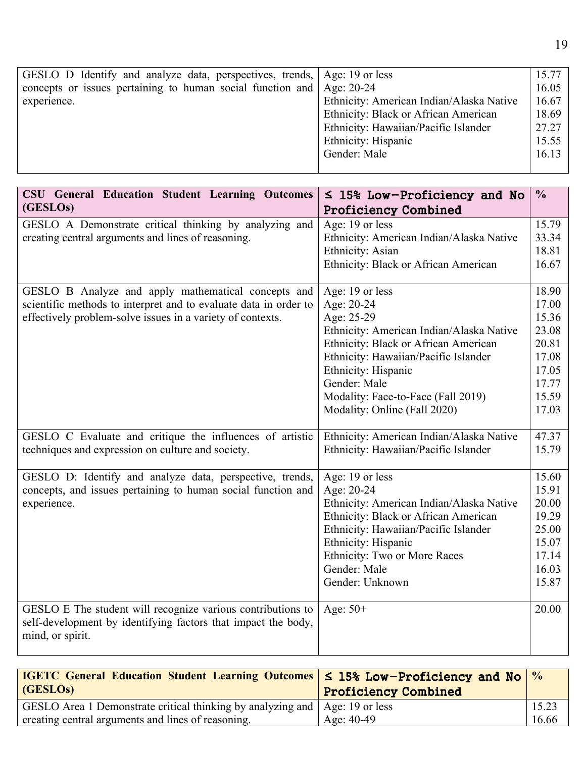| | | |
|---|---|---|
| GESLO D Identify and analyze data, perspectives, trends, concepts or issues pertaining to human social function and experience. | Age: 19 or less<br>Age: 20-24<br>Ethnicity: American Indian/Alaska Native<br>Ethnicity: Black or African American<br>Ethnicity: Hawaiian/Pacific Islander<br>Ethnicity: Hispanic<br>Gender: Male | 15.77<br>16.05<br>16.67<br>18.69<br>27.27<br>15.55<br>16.13 |

| CSU General Education Student Learning Outcomes (GESLOs) | ≤ 15% Low-Proficiency and No Proficiency Combined | % |
|---|---|---|
| GESLO A Demonstrate critical thinking by analyzing and creating central arguments and lines of reasoning. | Age: 19 or less<br>Ethnicity: American Indian/Alaska Native<br>Ethnicity: Asian<br>Ethnicity: Black or African American | 15.79<br>33.34<br>18.81<br>16.67 |
| GESLO B Analyze and apply mathematical concepts and scientific methods to interpret and to evaluate data in order to effectively problem-solve issues in a variety of contexts. | Age: 19 or less<br>Age: 20-24<br>Age: 25-29<br>Ethnicity: American Indian/Alaska Native<br>Ethnicity: Black or African American<br>Ethnicity: Hawaiian/Pacific Islander<br>Ethnicity: Hispanic<br>Gender: Male<br>Modality: Face-to-Face (Fall 2019)<br>Modality: Online (Fall 2020) | 18.90<br>17.00<br>15.36<br>23.08<br>20.81<br>17.08<br>17.05<br>17.77<br>15.59<br>17.03 |
| GESLO C Evaluate and critique the influences of artistic techniques and expression on culture and society. | Ethnicity: American Indian/Alaska Native<br>Ethnicity: Hawaiian/Pacific Islander | 47.37<br>15.79 |
| GESLO D: Identify and analyze data, perspective, trends, concepts, and issues pertaining to human social function and experience. | Age: 19 or less<br>Age: 20-24<br>Ethnicity: American Indian/Alaska Native<br>Ethnicity: Black or African American<br>Ethnicity: Hawaiian/Pacific Islander<br>Ethnicity: Hispanic<br>Ethnicity: Two or More Races<br>Gender: Male<br>Gender: Unknown | 15.60<br>15.91<br>20.00<br>19.29<br>25.00<br>15.07<br>17.14<br>16.03<br>15.87 |
| GESLO E The student will recognize various contributions to self-development by identifying factors that impact the body, mind, or spirit. | Age: 50+ | 20.00 |

| IGETC General Education Student Learning Outcomes (GESLOs) | ≤ 15% Low-Proficiency and No Proficiency Combined | % |
|---|---|---|
| GESLO Area 1 Demonstrate critical thinking by analyzing and creating central arguments and lines of reasoning. | Age: 19 or less<br>Age: 40-49 | 15.23<br>16.66 |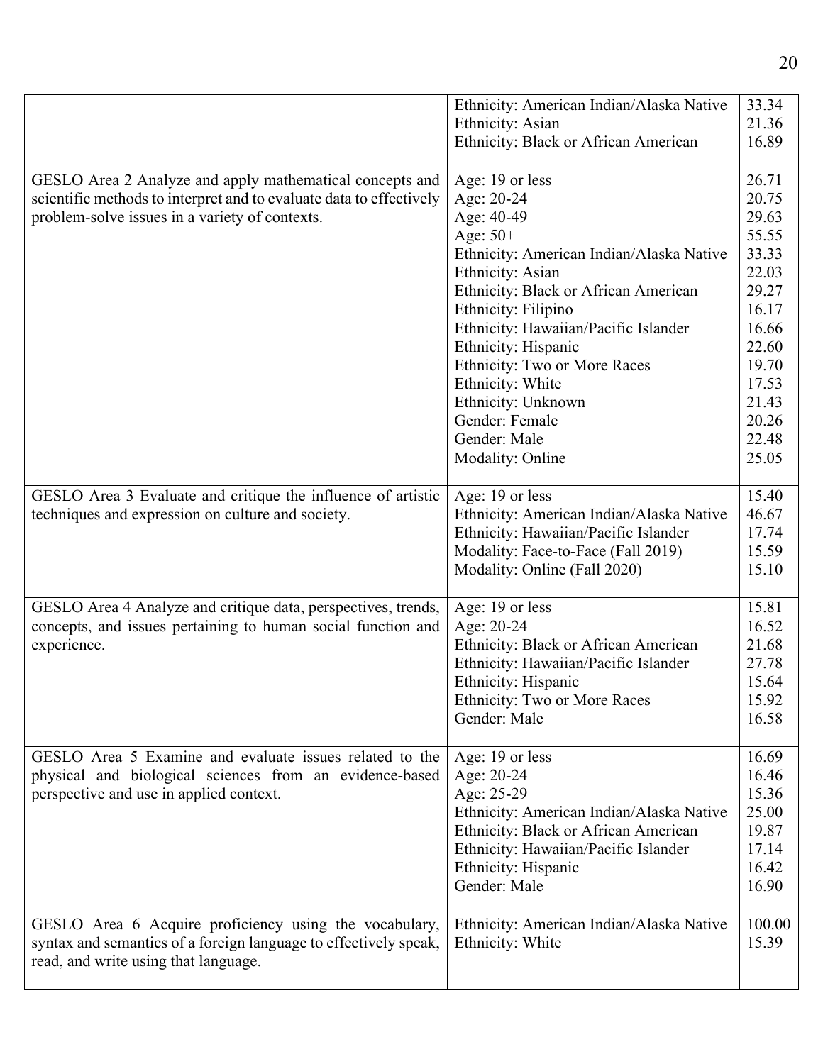| | | |
|---|---|---|
| | Ethnicity: American Indian/Alaska Native<br>Ethnicity: Asian<br>Ethnicity: Black or African American | 33.34<br>21.36<br>16.89 |
| GESLO Area 2 Analyze and apply mathematical concepts and scientific methods to interpret and to evaluate data to effectively problem-solve issues in a variety of contexts. | Age: 19 or less<br>Age: 20-24<br>Age: 40-49<br>Age: 50+<br>Ethnicity: American Indian/Alaska Native<br>Ethnicity: Asian<br>Ethnicity: Black or African American<br>Ethnicity: Filipino<br>Ethnicity: Hawaiian/Pacific Islander<br>Ethnicity: Hispanic<br>Ethnicity: Two or More Races<br>Ethnicity: White<br>Ethnicity: Unknown<br>Gender: Female<br>Gender: Male<br>Modality: Online | 26.71<br>20.75<br>29.63<br>55.55<br>33.33<br>22.03<br>29.27<br>16.17<br>16.66<br>22.60<br>19.70<br>17.53<br>21.43<br>20.26<br>22.48<br>25.05 |
| GESLO Area 3 Evaluate and critique the influence of artistic techniques and expression on culture and society. | Age: 19 or less<br>Ethnicity: American Indian/Alaska Native<br>Ethnicity: Hawaiian/Pacific Islander<br>Modality: Face-to-Face (Fall 2019)<br>Modality: Online (Fall 2020) | 15.40<br>46.67<br>17.74<br>15.59<br>15.10 |
| GESLO Area 4 Analyze and critique data, perspectives, trends, concepts, and issues pertaining to human social function and experience. | Age: 19 or less<br>Age: 20-24<br>Ethnicity: Black or African American<br>Ethnicity: Hawaiian/Pacific Islander<br>Ethnicity: Hispanic<br>Ethnicity: Two or More Races<br>Gender: Male | 15.81<br>16.52<br>21.68<br>27.78<br>15.64<br>15.92<br>16.58 |
| GESLO Area 5 Examine and evaluate issues related to the physical and biological sciences from an evidence-based perspective and use in applied context. | Age: 19 or less<br>Age: 20-24<br>Age: 25-29<br>Ethnicity: American Indian/Alaska Native<br>Ethnicity: Black or African American<br>Ethnicity: Hawaiian/Pacific Islander<br>Ethnicity: Hispanic<br>Gender: Male | 16.69<br>16.46<br>15.36<br>25.00<br>19.87<br>17.14<br>16.42<br>16.90 |
| GESLO Area 6 Acquire proficiency using the vocabulary, syntax and semantics of a foreign language to effectively speak, read, and write using that language. | Ethnicity: American Indian/Alaska Native<br>Ethnicity: White | 100.00<br>15.39 |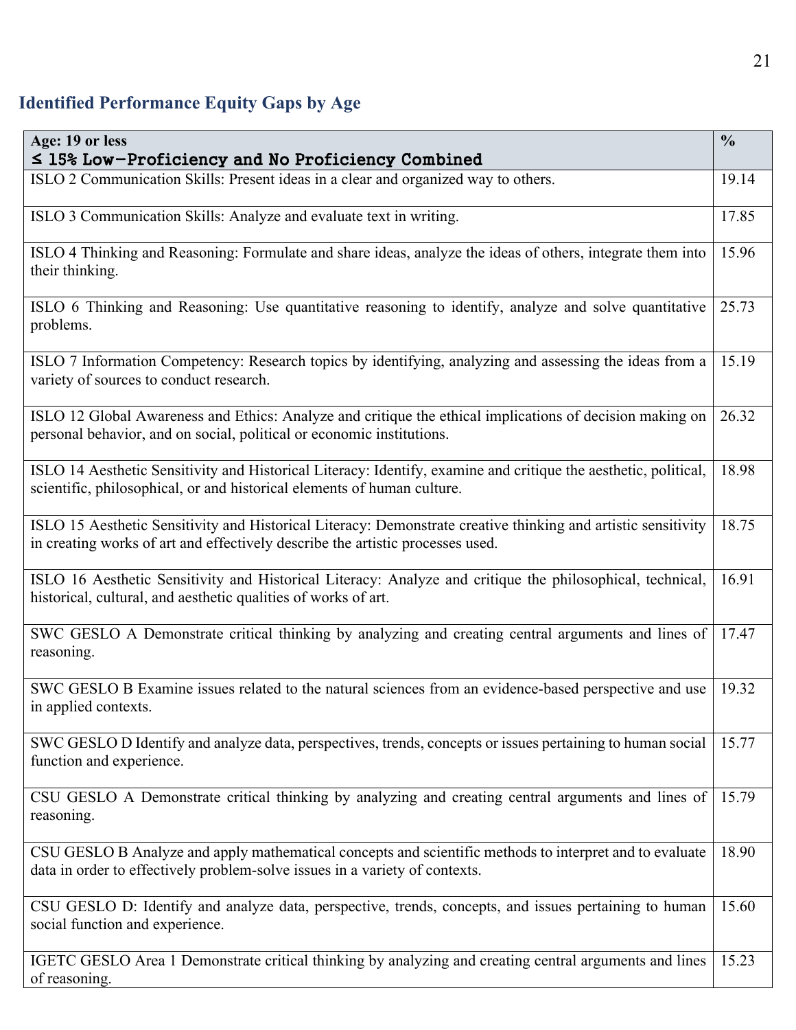## Identified Performance Equity Gaps by Age

| Age: 19 or less<br>≤ 15% Low-Proficiency and No Proficiency Combined | % |
|---|---|
| ISLO 2 Communication Skills: Present ideas in a clear and organized way to others. | 19.14 |
| ISLO 3 Communication Skills: Analyze and evaluate text in writing. | 17.85 |
| ISLO 4 Thinking and Reasoning: Formulate and share ideas, analyze the ideas of others, integrate them into their thinking. | 15.96 |
| ISLO 6 Thinking and Reasoning: Use quantitative reasoning to identify, analyze and solve quantitative problems. | 25.73 |
| ISLO 7 Information Competency: Research topics by identifying, analyzing and assessing the ideas from a variety of sources to conduct research. | 15.19 |
| ISLO 12 Global Awareness and Ethics: Analyze and critique the ethical implications of decision making on personal behavior, and on social, political or economic institutions. | 26.32 |
| ISLO 14 Aesthetic Sensitivity and Historical Literacy: Identify, examine and critique the aesthetic, political, scientific, philosophical, or and historical elements of human culture. | 18.98 |
| ISLO 15 Aesthetic Sensitivity and Historical Literacy: Demonstrate creative thinking and artistic sensitivity in creating works of art and effectively describe the artistic processes used. | 18.75 |
| ISLO 16 Aesthetic Sensitivity and Historical Literacy: Analyze and critique the philosophical, technical, historical, cultural, and aesthetic qualities of works of art. | 16.91 |
| SWC GESLO A Demonstrate critical thinking by analyzing and creating central arguments and lines of reasoning. | 17.47 |
| SWC GESLO B Examine issues related to the natural sciences from an evidence-based perspective and use in applied contexts. | 19.32 |
| SWC GESLO D Identify and analyze data, perspectives, trends, concepts or issues pertaining to human social function and experience. | 15.77 |
| CSU GESLO A Demonstrate critical thinking by analyzing and creating central arguments and lines of reasoning. | 15.79 |
| CSU GESLO B Analyze and apply mathematical concepts and scientific methods to interpret and to evaluate data in order to effectively problem-solve issues in a variety of contexts. | 18.90 |
| CSU GESLO D: Identify and analyze data, perspective, trends, concepts, and issues pertaining to human social function and experience. | 15.60 |
| IGETC GESLO Area 1 Demonstrate critical thinking by analyzing and creating central arguments and lines of reasoning. | 15.23 |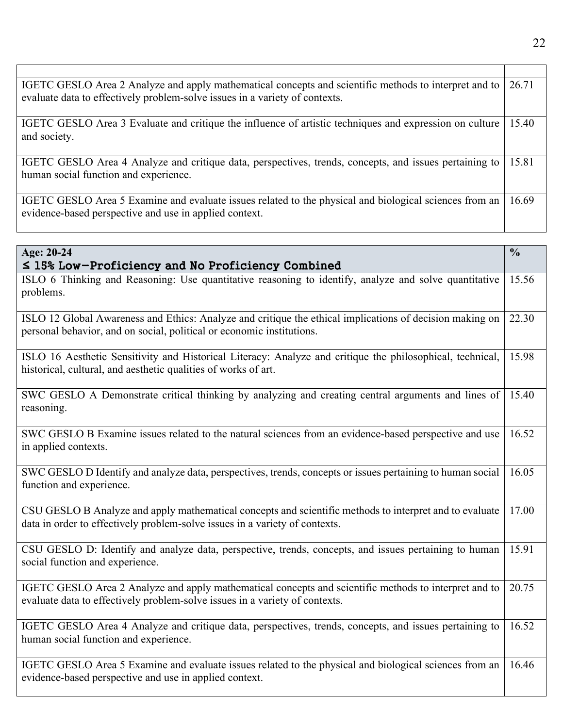| | |
|---|---|
| IGETC GESLO Area 2 Analyze and apply mathematical concepts and scientific methods to interpret and to evaluate data to effectively problem-solve issues in a variety of contexts. | 26.71 |
| IGETC GESLO Area 3 Evaluate and critique the influence of artistic techniques and expression on culture and society. | 15.40 |
| IGETC GESLO Area 4 Analyze and critique data, perspectives, trends, concepts, and issues pertaining to human social function and experience. | 15.81 |
| IGETC GESLO Area 5 Examine and evaluate issues related to the physical and biological sciences from an evidence-based perspective and use in applied context. | 16.69 |

| **Age: 20-24**<br>**≤ 15% Low-Proficiency and No Proficiency Combined** | **%** |
|---|---|
| ISLO 6 Thinking and Reasoning: Use quantitative reasoning to identify, analyze and solve quantitative problems. | 15.56 |
| ISLO 12 Global Awareness and Ethics: Analyze and critique the ethical implications of decision making on personal behavior, and on social, political or economic institutions. | 22.30 |
| ISLO 16 Aesthetic Sensitivity and Historical Literacy: Analyze and critique the philosophical, technical, historical, cultural, and aesthetic qualities of works of art. | 15.98 |
| SWC GESLO A Demonstrate critical thinking by analyzing and creating central arguments and lines of reasoning. | 15.40 |
| SWC GESLO B Examine issues related to the natural sciences from an evidence-based perspective and use in applied contexts. | 16.52 |
| SWC GESLO D Identify and analyze data, perspectives, trends, concepts or issues pertaining to human social function and experience. | 16.05 |
| CSU GESLO B Analyze and apply mathematical concepts and scientific methods to interpret and to evaluate data in order to effectively problem-solve issues in a variety of contexts. | 17.00 |
| CSU GESLO D: Identify and analyze data, perspective, trends, concepts, and issues pertaining to human social function and experience. | 15.91 |
| IGETC GESLO Area 2 Analyze and apply mathematical concepts and scientific methods to interpret and to evaluate data to effectively problem-solve issues in a variety of contexts. | 20.75 |
| IGETC GESLO Area 4 Analyze and critique data, perspectives, trends, concepts, and issues pertaining to human social function and experience. | 16.52 |
| IGETC GESLO Area 5 Examine and evaluate issues related to the physical and biological sciences from an evidence-based perspective and use in applied context. | 16.46 |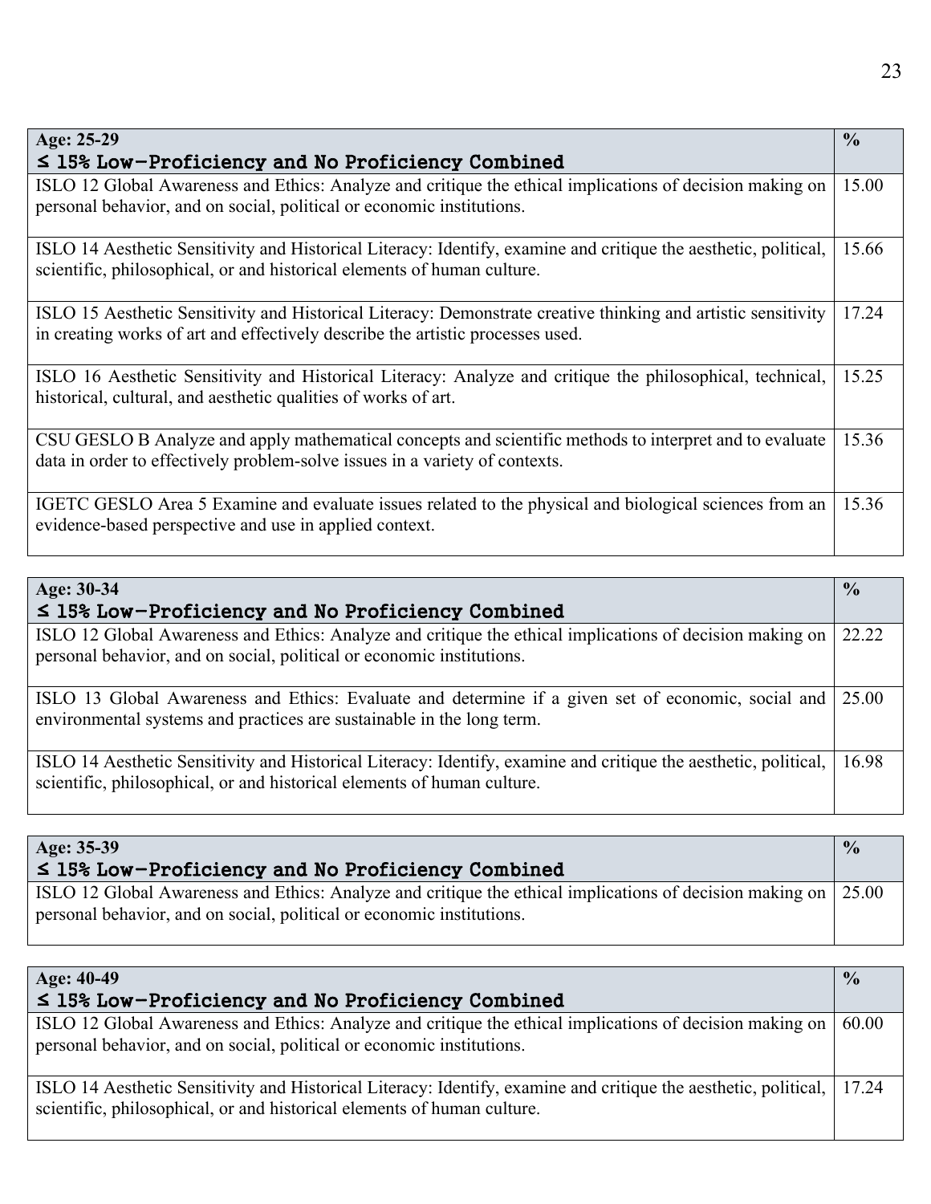| Age: 25-29<br>≤ 15% Low-Proficiency and No Proficiency Combined | % |
|---|---|
| ISLO 12 Global Awareness and Ethics: Analyze and critique the ethical implications of decision making on personal behavior, and on social, political or economic institutions. | 15.00 |
| ISLO 14 Aesthetic Sensitivity and Historical Literacy: Identify, examine and critique the aesthetic, political, scientific, philosophical, or and historical elements of human culture. | 15.66 |
| ISLO 15 Aesthetic Sensitivity and Historical Literacy: Demonstrate creative thinking and artistic sensitivity in creating works of art and effectively describe the artistic processes used. | 17.24 |
| ISLO 16 Aesthetic Sensitivity and Historical Literacy: Analyze and critique the philosophical, technical, historical, cultural, and aesthetic qualities of works of art. | 15.25 |
| CSU GESLO B Analyze and apply mathematical concepts and scientific methods to interpret and to evaluate data in order to effectively problem-solve issues in a variety of contexts. | 15.36 |
| IGETC GESLO Area 5 Examine and evaluate issues related to the physical and biological sciences from an evidence-based perspective and use in applied context. | 15.36 |

| Age: 30-34<br>≤ 15% Low-Proficiency and No Proficiency Combined | % |
|---|---|
| ISLO 12 Global Awareness and Ethics: Analyze and critique the ethical implications of decision making on personal behavior, and on social, political or economic institutions. | 22.22 |
| ISLO 13 Global Awareness and Ethics: Evaluate and determine if a given set of economic, social and environmental systems and practices are sustainable in the long term. | 25.00 |
| ISLO 14 Aesthetic Sensitivity and Historical Literacy: Identify, examine and critique the aesthetic, political, scientific, philosophical, or and historical elements of human culture. | 16.98 |

| Age: 35-39<br>≤ 15% Low-Proficiency and No Proficiency Combined | % |
|---|---|
| ISLO 12 Global Awareness and Ethics: Analyze and critique the ethical implications of decision making on personal behavior, and on social, political or economic institutions. | 25.00 |

| Age: 40-49<br>≤ 15% Low-Proficiency and No Proficiency Combined | % |
|---|---|
| ISLO 12 Global Awareness and Ethics: Analyze and critique the ethical implications of decision making on personal behavior, and on social, political or economic institutions. | 60.00 |
| ISLO 14 Aesthetic Sensitivity and Historical Literacy: Identify, examine and critique the aesthetic, political, scientific, philosophical, or and historical elements of human culture. | 17.24 |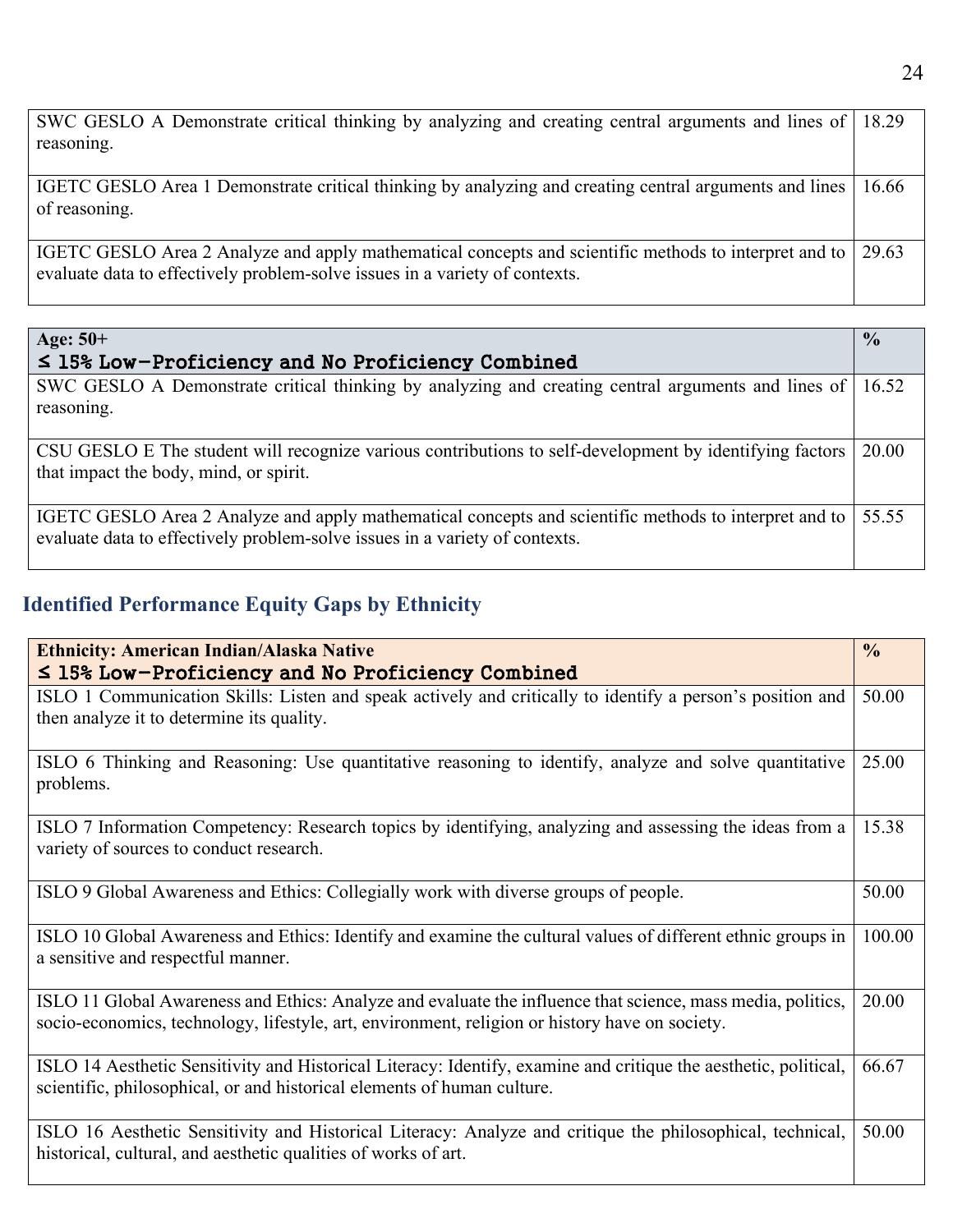| | |
|---|---|
| SWC GESLO A Demonstrate critical thinking by analyzing and creating central arguments and lines of reasoning. | 18.29 |
| IGETC GESLO Area 1 Demonstrate critical thinking by analyzing and creating central arguments and lines of reasoning. | 16.66 |
| IGETC GESLO Area 2 Analyze and apply mathematical concepts and scientific methods to interpret and to evaluate data to effectively problem-solve issues in a variety of contexts. | 29.63 |

| **Age: 50+** **≤ 15% Low-Proficiency and No Proficiency Combined** | **%** |
|---|---|
| SWC GESLO A Demonstrate critical thinking by analyzing and creating central arguments and lines of reasoning. | 16.52 |
| CSU GESLO E The student will recognize various contributions to self-development by identifying factors that impact the body, mind, or spirit. | 20.00 |
| IGETC GESLO Area 2 Analyze and apply mathematical concepts and scientific methods to interpret and to evaluate data to effectively problem-solve issues in a variety of contexts. | 55.55 |

## Identified Performance Equity Gaps by Ethnicity

| **Ethnicity: American Indian/Alaska Native** **≤ 15% Low-Proficiency and No Proficiency Combined** | **%** |
|---|---|
| ISLO 1 Communication Skills: Listen and speak actively and critically to identify a person's position and then analyze it to determine its quality. | 50.00 |
| ISLO 6 Thinking and Reasoning: Use quantitative reasoning to identify, analyze and solve quantitative problems. | 25.00 |
| ISLO 7 Information Competency: Research topics by identifying, analyzing and assessing the ideas from a variety of sources to conduct research. | 15.38 |
| ISLO 9 Global Awareness and Ethics: Collegially work with diverse groups of people. | 50.00 |
| ISLO 10 Global Awareness and Ethics: Identify and examine the cultural values of different ethnic groups in a sensitive and respectful manner. | 100.00 |
| ISLO 11 Global Awareness and Ethics: Analyze and evaluate the influence that science, mass media, politics, socio-economics, technology, lifestyle, art, environment, religion or history have on society. | 20.00 |
| ISLO 14 Aesthetic Sensitivity and Historical Literacy: Identify, examine and critique the aesthetic, political, scientific, philosophical, or and historical elements of human culture. | 66.67 |
| ISLO 16 Aesthetic Sensitivity and Historical Literacy: Analyze and critique the philosophical, technical, historical, cultural, and aesthetic qualities of works of art. | 50.00 |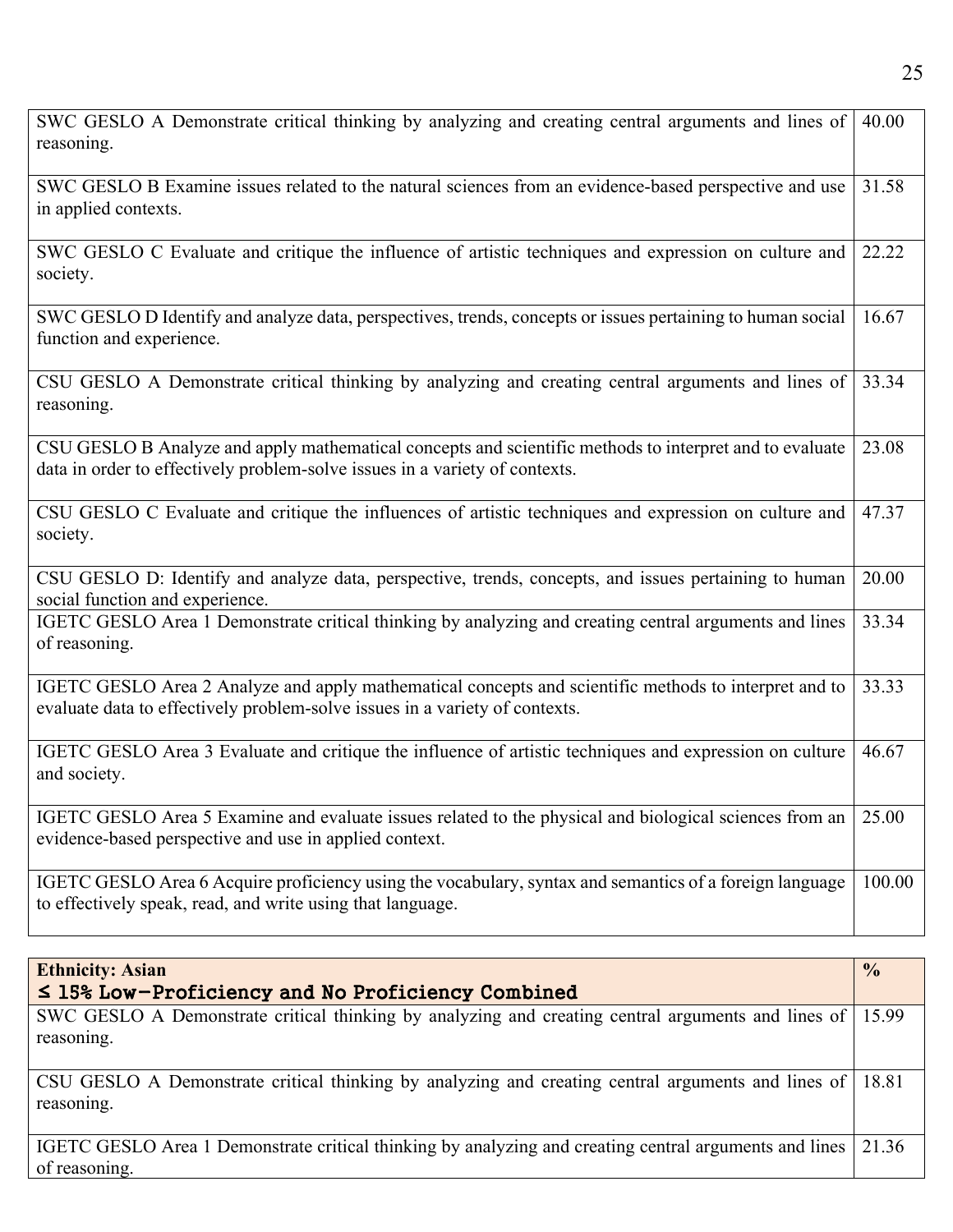| | |
|---|---|
| SWC GESLO A Demonstrate critical thinking by analyzing and creating central arguments and lines of reasoning. | 40.00 |
| SWC GESLO B Examine issues related to the natural sciences from an evidence-based perspective and use in applied contexts. | 31.58 |
| SWC GESLO C Evaluate and critique the influence of artistic techniques and expression on culture and society. | 22.22 |
| SWC GESLO D Identify and analyze data, perspectives, trends, concepts or issues pertaining to human social function and experience. | 16.67 |
| CSU GESLO A Demonstrate critical thinking by analyzing and creating central arguments and lines of reasoning. | 33.34 |
| CSU GESLO B Analyze and apply mathematical concepts and scientific methods to interpret and to evaluate data in order to effectively problem-solve issues in a variety of contexts. | 23.08 |
| CSU GESLO C Evaluate and critique the influences of artistic techniques and expression on culture and society. | 47.37 |
| CSU GESLO D: Identify and analyze data, perspective, trends, concepts, and issues pertaining to human social function and experience. | 20.00 |
| IGETC GESLO Area 1 Demonstrate critical thinking by analyzing and creating central arguments and lines of reasoning. | 33.34 |
| IGETC GESLO Area 2 Analyze and apply mathematical concepts and scientific methods to interpret and to evaluate data to effectively problem-solve issues in a variety of contexts. | 33.33 |
| IGETC GESLO Area 3 Evaluate and critique the influence of artistic techniques and expression on culture and society. | 46.67 |
| IGETC GESLO Area 5 Examine and evaluate issues related to the physical and biological sciences from an evidence-based perspective and use in applied context. | 25.00 |
| IGETC GESLO Area 6 Acquire proficiency using the vocabulary, syntax and semantics of a foreign language to effectively speak, read, and write using that language. | 100.00 |

| **Ethnicity: Asian** **≤ 15% Low-Proficiency and No Proficiency Combined** | **%** |
|---|---|
| SWC GESLO A Demonstrate critical thinking by analyzing and creating central arguments and lines of reasoning. | 15.99 |
| CSU GESLO A Demonstrate critical thinking by analyzing and creating central arguments and lines of reasoning. | 18.81 |
| IGETC GESLO Area 1 Demonstrate critical thinking by analyzing and creating central arguments and lines of reasoning. | 21.36 |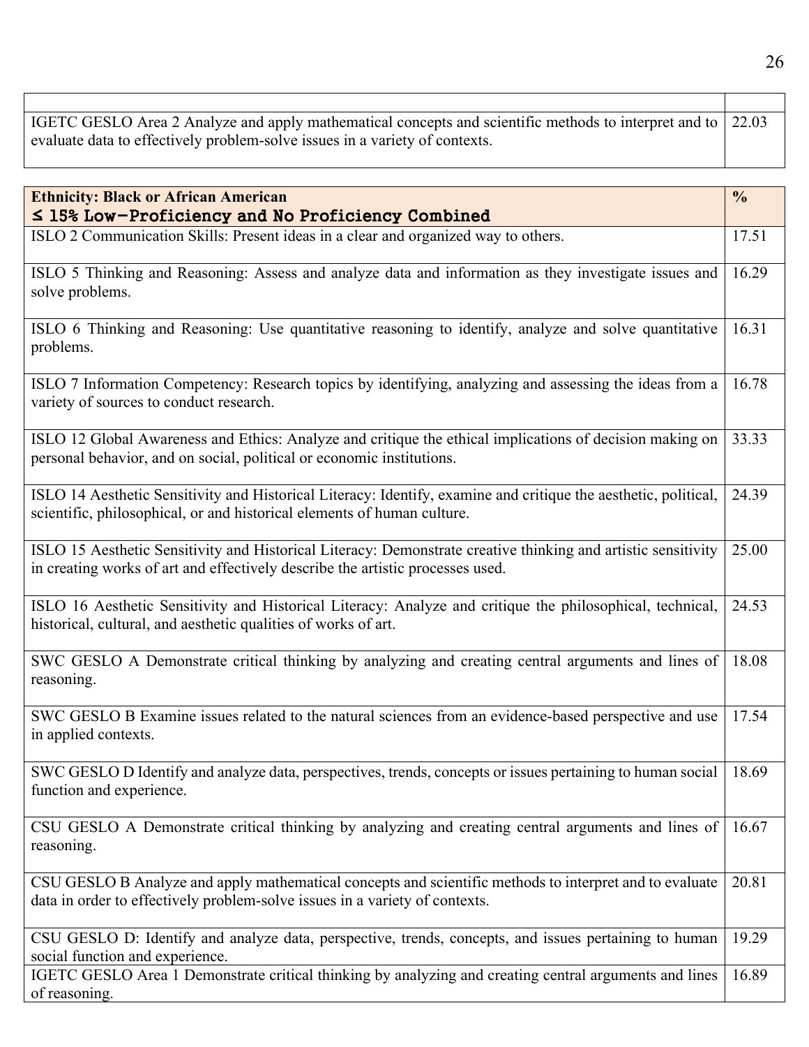| | |
|---|---|
| IGETC GESLO Area 2 Analyze and apply mathematical concepts and scientific methods to interpret and to evaluate data to effectively problem-solve issues in a variety of contexts. | 22.03 |

| **Ethnicity: Black or African American**<br>**≤ 15% Low-Proficiency and No Proficiency Combined** | **%** |
|---|---|
| ISLO 2 Communication Skills: Present ideas in a clear and organized way to others. | 17.51 |
| ISLO 5 Thinking and Reasoning: Assess and analyze data and information as they investigate issues and solve problems. | 16.29 |
| ISLO 6 Thinking and Reasoning: Use quantitative reasoning to identify, analyze and solve quantitative problems. | 16.31 |
| ISLO 7 Information Competency: Research topics by identifying, analyzing and assessing the ideas from a variety of sources to conduct research. | 16.78 |
| ISLO 12 Global Awareness and Ethics: Analyze and critique the ethical implications of decision making on personal behavior, and on social, political or economic institutions. | 33.33 |
| ISLO 14 Aesthetic Sensitivity and Historical Literacy: Identify, examine and critique the aesthetic, political, scientific, philosophical, or and historical elements of human culture. | 24.39 |
| ISLO 15 Aesthetic Sensitivity and Historical Literacy: Demonstrate creative thinking and artistic sensitivity in creating works of art and effectively describe the artistic processes used. | 25.00 |
| ISLO 16 Aesthetic Sensitivity and Historical Literacy: Analyze and critique the philosophical, technical, historical, cultural, and aesthetic qualities of works of art. | 24.53 |
| SWC GESLO A Demonstrate critical thinking by analyzing and creating central arguments and lines of reasoning. | 18.08 |
| SWC GESLO B Examine issues related to the natural sciences from an evidence-based perspective and use in applied contexts. | 17.54 |
| SWC GESLO D Identify and analyze data, perspectives, trends, concepts or issues pertaining to human social function and experience. | 18.69 |
| CSU GESLO A Demonstrate critical thinking by analyzing and creating central arguments and lines of reasoning. | 16.67 |
| CSU GESLO B Analyze and apply mathematical concepts and scientific methods to interpret and to evaluate data in order to effectively problem-solve issues in a variety of contexts. | 20.81 |
| CSU GESLO D: Identify and analyze data, perspective, trends, concepts, and issues pertaining to human social function and experience. | 19.29 |
| IGETC GESLO Area 1 Demonstrate critical thinking by analyzing and creating central arguments and lines of reasoning. | 16.89 |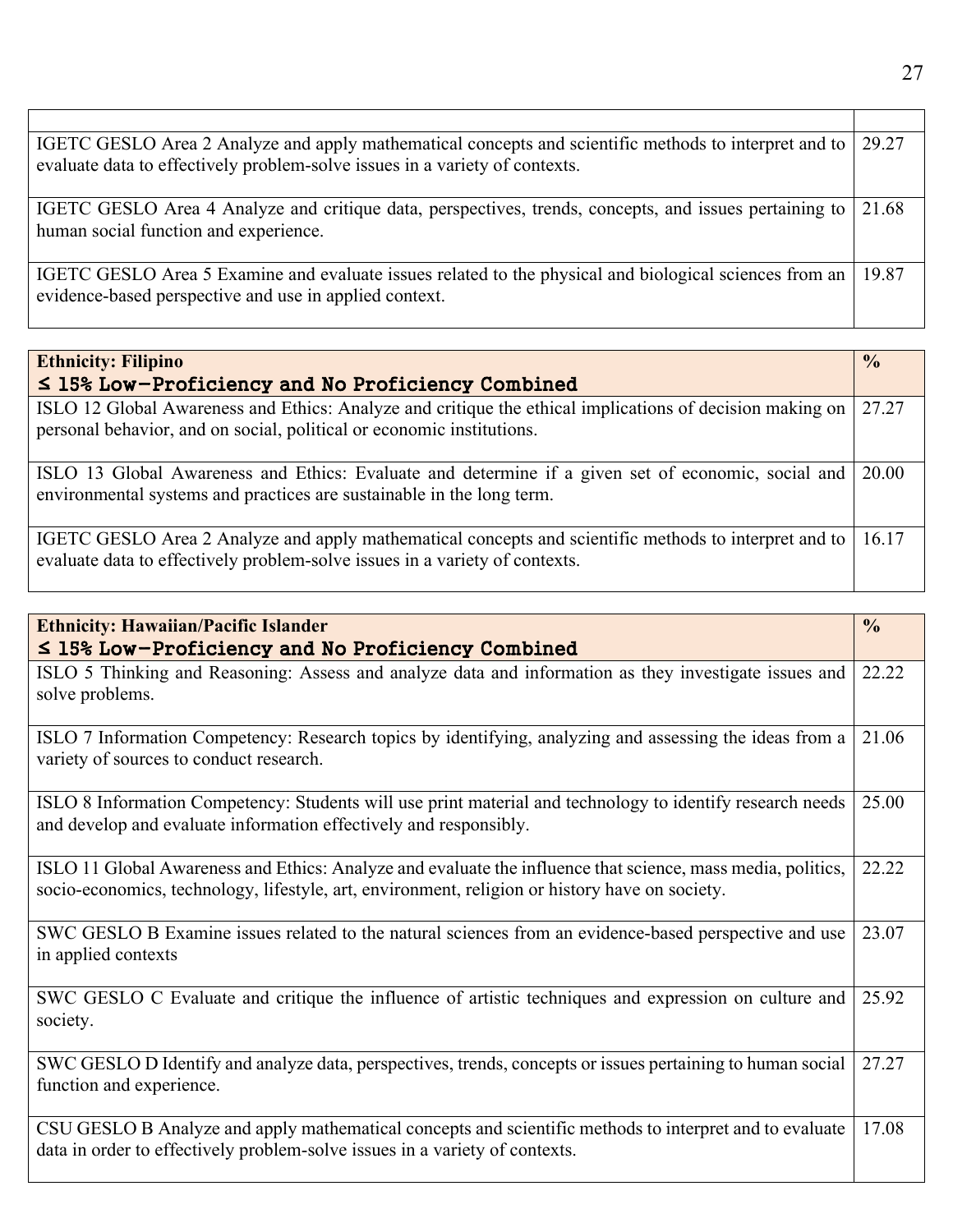| | |
|---|---|
| IGETC GESLO Area 2 Analyze and apply mathematical concepts and scientific methods to interpret and to evaluate data to effectively problem-solve issues in a variety of contexts. | 29.27 |
| IGETC GESLO Area 4 Analyze and critique data, perspectives, trends, concepts, and issues pertaining to human social function and experience. | 21.68 |
| IGETC GESLO Area 5 Examine and evaluate issues related to the physical and biological sciences from an evidence-based perspective and use in applied context. | 19.87 |

| **Ethnicity: Filipino**<br>**≤ 15% Low-Proficiency and No Proficiency Combined** | **%** |
|---|---|
| ISLO 12 Global Awareness and Ethics: Analyze and critique the ethical implications of decision making on personal behavior, and on social, political or economic institutions. | 27.27 |
| ISLO 13 Global Awareness and Ethics: Evaluate and determine if a given set of economic, social and environmental systems and practices are sustainable in the long term. | 20.00 |
| IGETC GESLO Area 2 Analyze and apply mathematical concepts and scientific methods to interpret and to evaluate data to effectively problem-solve issues in a variety of contexts. | 16.17 |

| **Ethnicity: Hawaiian/Pacific Islander**<br>**≤ 15% Low-Proficiency and No Proficiency Combined** | **%** |
|---|---|
| ISLO 5 Thinking and Reasoning: Assess and analyze data and information as they investigate issues and solve problems. | 22.22 |
| ISLO 7 Information Competency: Research topics by identifying, analyzing and assessing the ideas from a variety of sources to conduct research. | 21.06 |
| ISLO 8 Information Competency: Students will use print material and technology to identify research needs and develop and evaluate information effectively and responsibly. | 25.00 |
| ISLO 11 Global Awareness and Ethics: Analyze and evaluate the influence that science, mass media, politics, socio-economics, technology, lifestyle, art, environment, religion or history have on society. | 22.22 |
| SWC GESLO B Examine issues related to the natural sciences from an evidence-based perspective and use in applied contexts | 23.07 |
| SWC GESLO C Evaluate and critique the influence of artistic techniques and expression on culture and society. | 25.92 |
| SWC GESLO D Identify and analyze data, perspectives, trends, concepts or issues pertaining to human social function and experience. | 27.27 |
| CSU GESLO B Analyze and apply mathematical concepts and scientific methods to interpret and to evaluate data in order to effectively problem-solve issues in a variety of contexts. | 17.08 |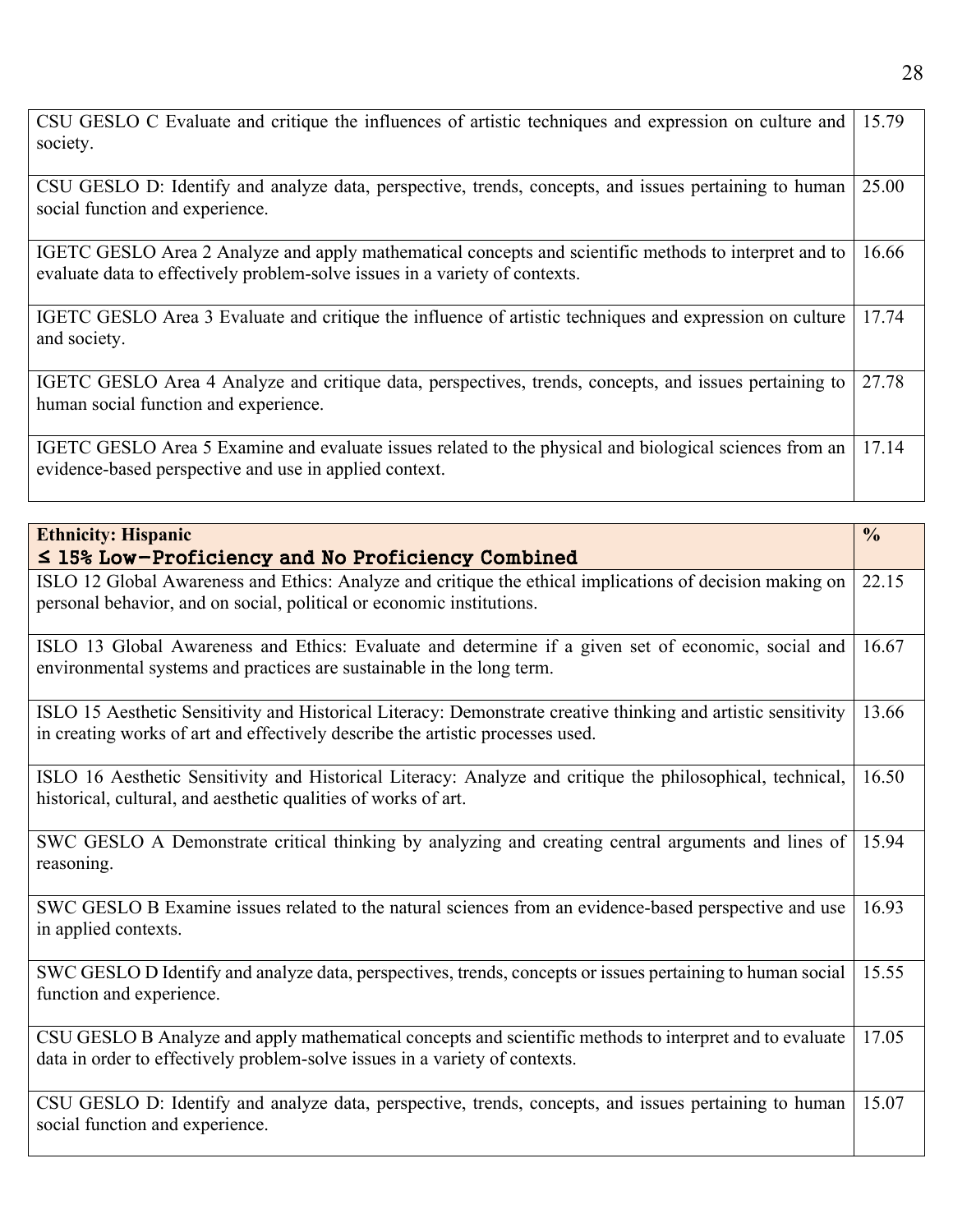| | |
|---|---|
| CSU GESLO C Evaluate and critique the influences of artistic techniques and expression on culture and society. | 15.79 |
| CSU GESLO D: Identify and analyze data, perspective, trends, concepts, and issues pertaining to human social function and experience. | 25.00 |
| IGETC GESLO Area 2 Analyze and apply mathematical concepts and scientific methods to interpret and to evaluate data to effectively problem-solve issues in a variety of contexts. | 16.66 |
| IGETC GESLO Area 3 Evaluate and critique the influence of artistic techniques and expression on culture and society. | 17.74 |
| IGETC GESLO Area 4 Analyze and critique data, perspectives, trends, concepts, and issues pertaining to human social function and experience. | 27.78 |
| IGETC GESLO Area 5 Examine and evaluate issues related to the physical and biological sciences from an evidence-based perspective and use in applied context. | 17.14 |

| **Ethnicity: Hispanic**<br>**≤ 15% Low-Proficiency and No Proficiency Combined** | **%** |
|---|---|
| ISLO 12 Global Awareness and Ethics: Analyze and critique the ethical implications of decision making on personal behavior, and on social, political or economic institutions. | 22.15 |
| ISLO 13 Global Awareness and Ethics: Evaluate and determine if a given set of economic, social and environmental systems and practices are sustainable in the long term. | 16.67 |
| ISLO 15 Aesthetic Sensitivity and Historical Literacy: Demonstrate creative thinking and artistic sensitivity in creating works of art and effectively describe the artistic processes used. | 13.66 |
| ISLO 16 Aesthetic Sensitivity and Historical Literacy: Analyze and critique the philosophical, technical, historical, cultural, and aesthetic qualities of works of art. | 16.50 |
| SWC GESLO A Demonstrate critical thinking by analyzing and creating central arguments and lines of reasoning. | 15.94 |
| SWC GESLO B Examine issues related to the natural sciences from an evidence-based perspective and use in applied contexts. | 16.93 |
| SWC GESLO D Identify and analyze data, perspectives, trends, concepts or issues pertaining to human social function and experience. | 15.55 |
| CSU GESLO B Analyze and apply mathematical concepts and scientific methods to interpret and to evaluate data in order to effectively problem-solve issues in a variety of contexts. | 17.05 |
| CSU GESLO D: Identify and analyze data, perspective, trends, concepts, and issues pertaining to human social function and experience. | 15.07 |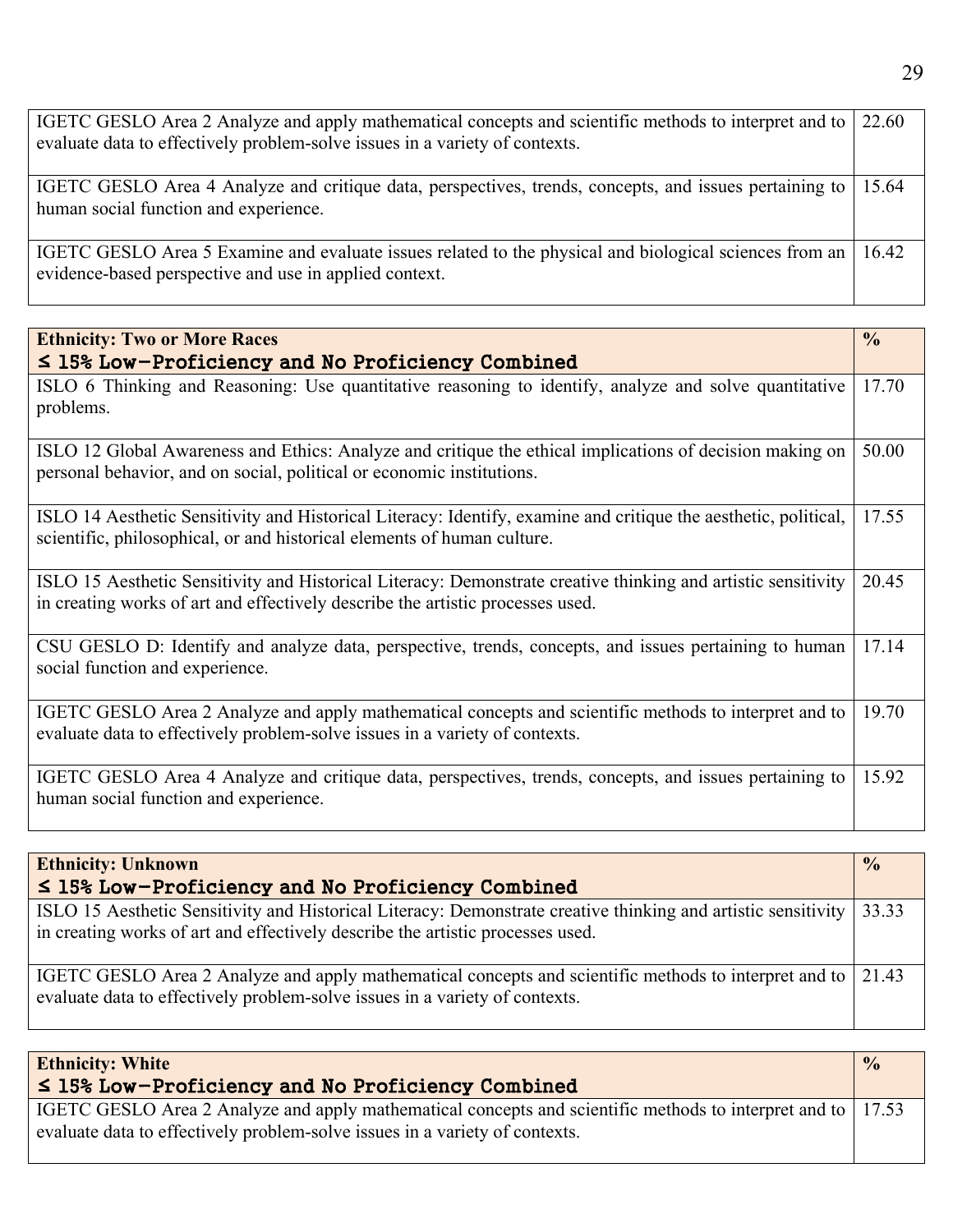| | |
|---|---|
| IGETC GESLO Area 2 Analyze and apply mathematical concepts and scientific methods to interpret and to evaluate data to effectively problem-solve issues in a variety of contexts. | 22.60 |
| IGETC GESLO Area 4 Analyze and critique data, perspectives, trends, concepts, and issues pertaining to human social function and experience. | 15.64 |
| IGETC GESLO Area 5 Examine and evaluate issues related to the physical and biological sciences from an evidence-based perspective and use in applied context. | 16.42 |

| **Ethnicity: Two or More Races**<br>**≤ 15% Low-Proficiency and No Proficiency Combined** | **%** |
|---|---|
| ISLO 6 Thinking and Reasoning: Use quantitative reasoning to identify, analyze and solve quantitative problems. | 17.70 |
| ISLO 12 Global Awareness and Ethics: Analyze and critique the ethical implications of decision making on personal behavior, and on social, political or economic institutions. | 50.00 |
| ISLO 14 Aesthetic Sensitivity and Historical Literacy: Identify, examine and critique the aesthetic, political, scientific, philosophical, or and historical elements of human culture. | 17.55 |
| ISLO 15 Aesthetic Sensitivity and Historical Literacy: Demonstrate creative thinking and artistic sensitivity in creating works of art and effectively describe the artistic processes used. | 20.45 |
| CSU GESLO D: Identify and analyze data, perspective, trends, concepts, and issues pertaining to human social function and experience. | 17.14 |
| IGETC GESLO Area 2 Analyze and apply mathematical concepts and scientific methods to interpret and to evaluate data to effectively problem-solve issues in a variety of contexts. | 19.70 |
| IGETC GESLO Area 4 Analyze and critique data, perspectives, trends, concepts, and issues pertaining to human social function and experience. | 15.92 |

| **Ethnicity: Unknown**<br>**≤ 15% Low-Proficiency and No Proficiency Combined** | **%** |
|---|---|
| ISLO 15 Aesthetic Sensitivity and Historical Literacy: Demonstrate creative thinking and artistic sensitivity in creating works of art and effectively describe the artistic processes used. | 33.33 |
| IGETC GESLO Area 2 Analyze and apply mathematical concepts and scientific methods to interpret and to evaluate data to effectively problem-solve issues in a variety of contexts. | 21.43 |

| **Ethnicity: White**<br>**≤ 15% Low-Proficiency and No Proficiency Combined** | **%** |
|---|---|
| IGETC GESLO Area 2 Analyze and apply mathematical concepts and scientific methods to interpret and to evaluate data to effectively problem-solve issues in a variety of contexts. | 17.53 |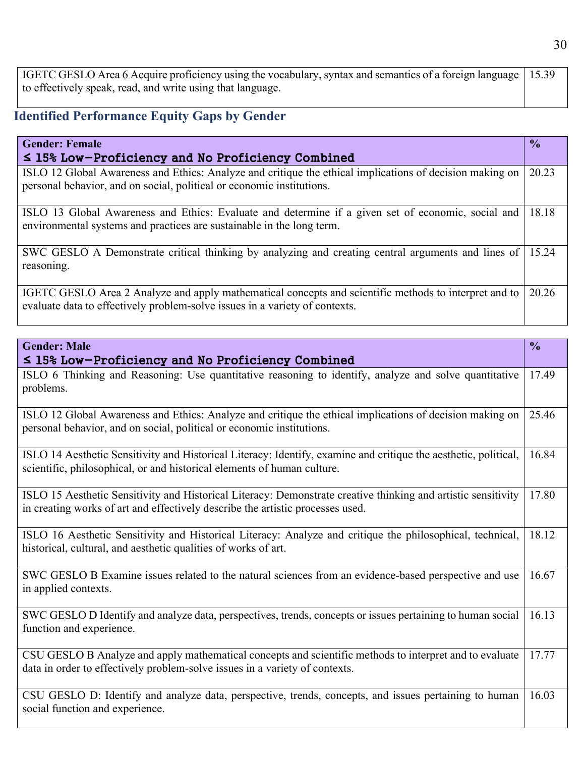| IGETC GESLO Area 6 Acquire proficiency using the vocabulary, syntax and semantics of a foreign language to effectively speak, read, and write using that language. | 15.39 |
|---|---|

### Identified Performance Equity Gaps by Gender

| **Gender: Female**<br>**≤ 15% Low-Proficiency and No Proficiency Combined** | **%** |
|---|---|
| ISLO 12 Global Awareness and Ethics: Analyze and critique the ethical implications of decision making on personal behavior, and on social, political or economic institutions. | 20.23 |
| ISLO 13 Global Awareness and Ethics: Evaluate and determine if a given set of economic, social and environmental systems and practices are sustainable in the long term. | 18.18 |
| SWC GESLO A Demonstrate critical thinking by analyzing and creating central arguments and lines of reasoning. | 15.24 |
| IGETC GESLO Area 2 Analyze and apply mathematical concepts and scientific methods to interpret and to evaluate data to effectively problem-solve issues in a variety of contexts. | 20.26 |

| **Gender: Male**<br>**≤ 15% Low-Proficiency and No Proficiency Combined** | **%** |
|---|---|
| ISLO 6 Thinking and Reasoning: Use quantitative reasoning to identify, analyze and solve quantitative problems. | 17.49 |
| ISLO 12 Global Awareness and Ethics: Analyze and critique the ethical implications of decision making on personal behavior, and on social, political or economic institutions. | 25.46 |
| ISLO 14 Aesthetic Sensitivity and Historical Literacy: Identify, examine and critique the aesthetic, political, scientific, philosophical, or and historical elements of human culture. | 16.84 |
| ISLO 15 Aesthetic Sensitivity and Historical Literacy: Demonstrate creative thinking and artistic sensitivity in creating works of art and effectively describe the artistic processes used. | 17.80 |
| ISLO 16 Aesthetic Sensitivity and Historical Literacy: Analyze and critique the philosophical, technical, historical, cultural, and aesthetic qualities of works of art. | 18.12 |
| SWC GESLO B Examine issues related to the natural sciences from an evidence-based perspective and use in applied contexts. | 16.67 |
| SWC GESLO D Identify and analyze data, perspectives, trends, concepts or issues pertaining to human social function and experience. | 16.13 |
| CSU GESLO B Analyze and apply mathematical concepts and scientific methods to interpret and to evaluate data in order to effectively problem-solve issues in a variety of contexts. | 17.77 |
| CSU GESLO D: Identify and analyze data, perspective, trends, concepts, and issues pertaining to human social function and experience. | 16.03 |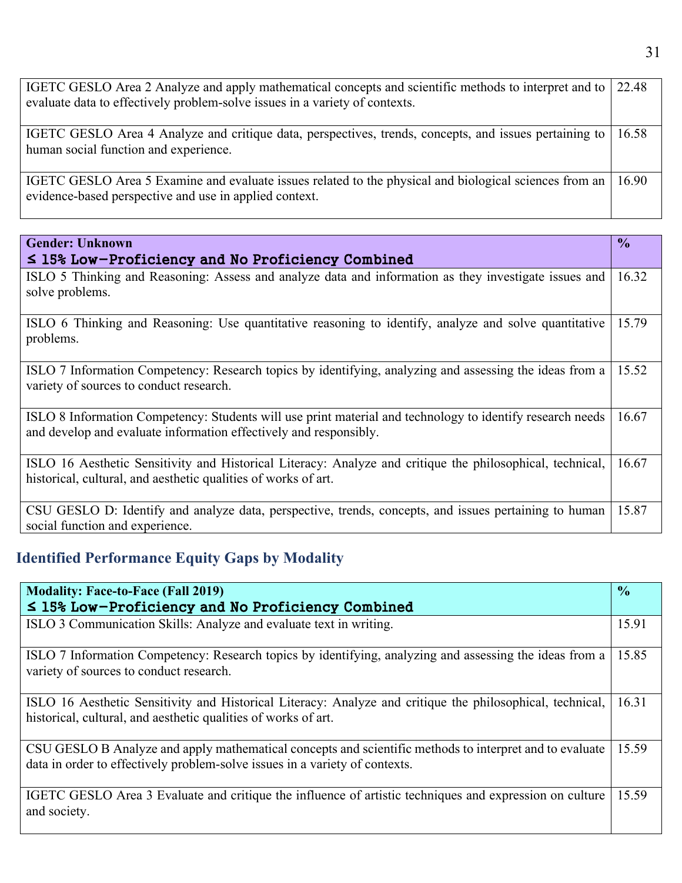| | |
|---|---|
| IGETC GESLO Area 2 Analyze and apply mathematical concepts and scientific methods to interpret and to evaluate data to effectively problem-solve issues in a variety of contexts. | 22.48 |
| IGETC GESLO Area 4 Analyze and critique data, perspectives, trends, concepts, and issues pertaining to human social function and experience. | 16.58 |
| IGETC GESLO Area 5 Examine and evaluate issues related to the physical and biological sciences from an evidence-based perspective and use in applied context. | 16.90 |

| **Gender: Unknown** **≤ 15% Low-Proficiency and No Proficiency Combined** | **%** |
|---|---|
| ISLO 5 Thinking and Reasoning: Assess and analyze data and information as they investigate issues and solve problems. | 16.32 |
| ISLO 6 Thinking and Reasoning: Use quantitative reasoning to identify, analyze and solve quantitative problems. | 15.79 |
| ISLO 7 Information Competency: Research topics by identifying, analyzing and assessing the ideas from a variety of sources to conduct research. | 15.52 |
| ISLO 8 Information Competency: Students will use print material and technology to identify research needs and develop and evaluate information effectively and responsibly. | 16.67 |
| ISLO 16 Aesthetic Sensitivity and Historical Literacy: Analyze and critique the philosophical, technical, historical, cultural, and aesthetic qualities of works of art. | 16.67 |
| CSU GESLO D: Identify and analyze data, perspective, trends, concepts, and issues pertaining to human social function and experience. | 15.87 |

## Identified Performance Equity Gaps by Modality

| **Modality: Face-to-Face (Fall 2019)** **≤ 15% Low-Proficiency and No Proficiency Combined** | **%** |
|---|---|
| ISLO 3 Communication Skills: Analyze and evaluate text in writing. | 15.91 |
| ISLO 7 Information Competency: Research topics by identifying, analyzing and assessing the ideas from a variety of sources to conduct research. | 15.85 |
| ISLO 16 Aesthetic Sensitivity and Historical Literacy: Analyze and critique the philosophical, technical, historical, cultural, and aesthetic qualities of works of art. | 16.31 |
| CSU GESLO B Analyze and apply mathematical concepts and scientific methods to interpret and to evaluate data in order to effectively problem-solve issues in a variety of contexts. | 15.59 |
| IGETC GESLO Area 3 Evaluate and critique the influence of artistic techniques and expression on culture and society. | 15.59 |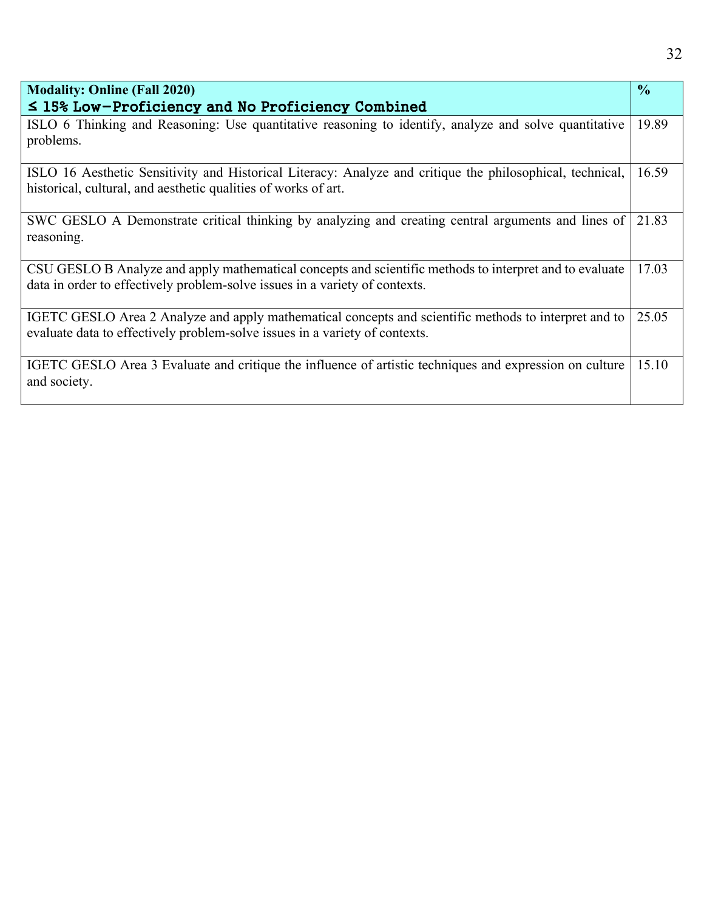| Modality: Online (Fall 2020)<br>≤ 15% Low-Proficiency and No Proficiency Combined | % |
|---|---|
| ISLO 6 Thinking and Reasoning: Use quantitative reasoning to identify, analyze and solve quantitative problems. | 19.89 |
| ISLO 16 Aesthetic Sensitivity and Historical Literacy: Analyze and critique the philosophical, technical, historical, cultural, and aesthetic qualities of works of art. | 16.59 |
| SWC GESLO A Demonstrate critical thinking by analyzing and creating central arguments and lines of reasoning. | 21.83 |
| CSU GESLO B Analyze and apply mathematical concepts and scientific methods to interpret and to evaluate data in order to effectively problem-solve issues in a variety of contexts. | 17.03 |
| IGETC GESLO Area 2 Analyze and apply mathematical concepts and scientific methods to interpret and to evaluate data to effectively problem-solve issues in a variety of contexts. | 25.05 |
| IGETC GESLO Area 3 Evaluate and critique the influence of artistic techniques and expression on culture and society. | 15.10 |